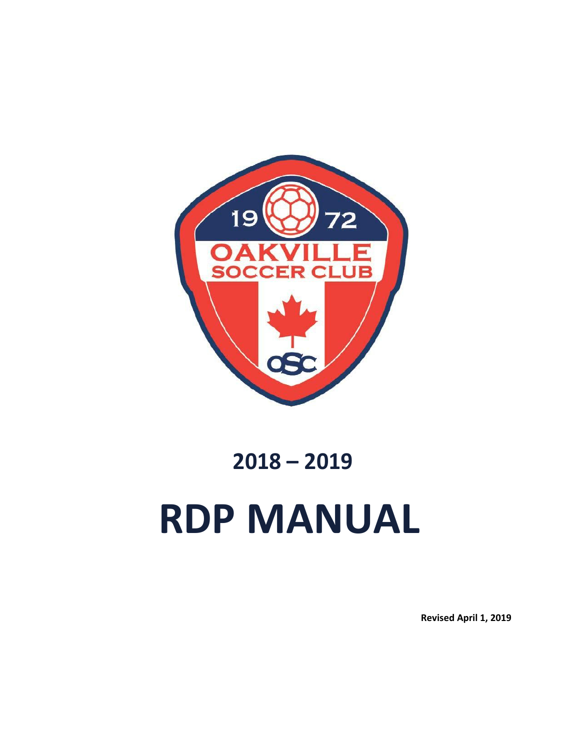# 2018 – 2019

# RDP MANUAL

**Revised April 1, 2019**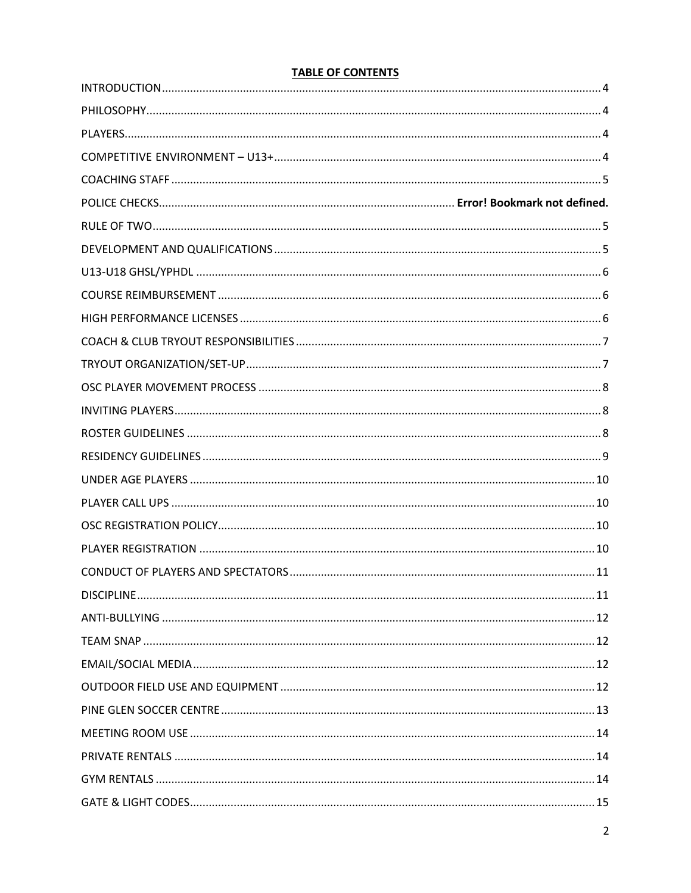**TABLE OF CONTENTS**

INTRODUCTION .......... 4
PHILOSOPHY .......... 4
PLAYERS .......... 4
COMPETITIVE ENVIRONMENT – U13+ .......... 4
COACHING STAFF .......... 5
POLICE CHECKS .......... **Error! Bookmark not defined.**
RULE OF TWO .......... 5
DEVELOPMENT AND QUALIFICATIONS .......... 5
U13-U18 GHSL/YPHDL .......... 6
COURSE REIMBURSEMENT .......... 6
HIGH PERFORMANCE LICENSES .......... 6
COACH & CLUB TRYOUT RESPONSIBILITIES .......... 7
TRYOUT ORGANIZATION/SET-UP .......... 7
OSC PLAYER MOVEMENT PROCESS .......... 8
INVITING PLAYERS .......... 8
ROSTER GUIDELINES .......... 8
RESIDENCY GUIDELINES .......... 9
UNDER AGE PLAYERS .......... 10
PLAYER CALL UPS .......... 10
OSC REGISTRATION POLICY .......... 10
PLAYER REGISTRATION .......... 10
CONDUCT OF PLAYERS AND SPECTATORS .......... 11
DISCIPLINE .......... 11
ANTI-BULLYING .......... 12
TEAM SNAP .......... 12
EMAIL/SOCIAL MEDIA .......... 12
OUTDOOR FIELD USE AND EQUIPMENT .......... 12
PINE GLEN SOCCER CENTRE .......... 13
MEETING ROOM USE .......... 14
PRIVATE RENTALS .......... 14
GYM RENTALS .......... 14
GATE & LIGHT CODES .......... 15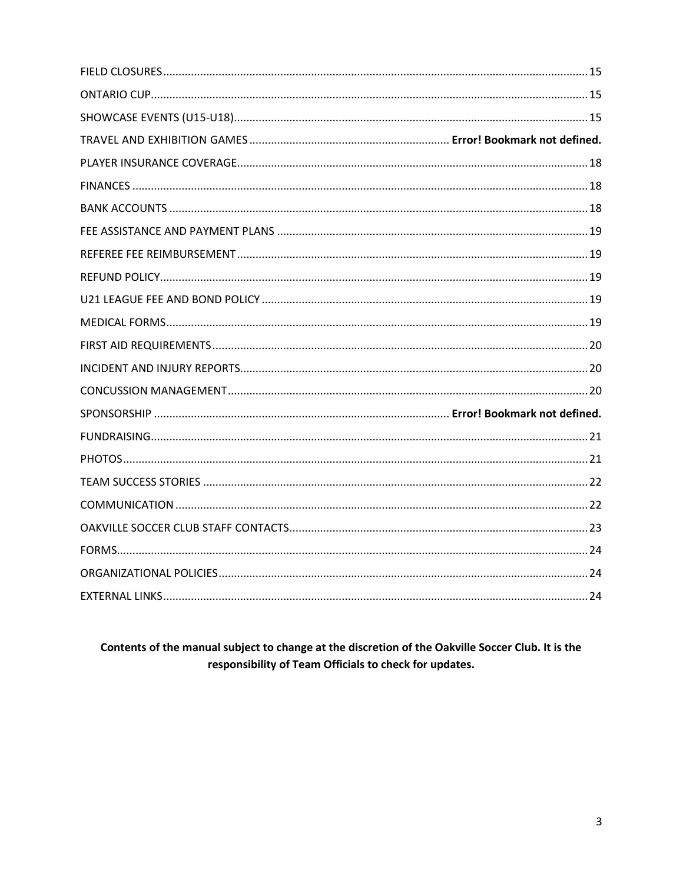FIELD CLOSURES ..... 15
ONTARIO CUP ..... 15
SHOWCASE EVENTS (U15-U18) ..... 15
TRAVEL AND EXHIBITION GAMES ..... **Error! Bookmark not defined.**
PLAYER INSURANCE COVERAGE ..... 18
FINANCES ..... 18
BANK ACCOUNTS ..... 18
FEE ASSISTANCE AND PAYMENT PLANS ..... 19
REFEREE FEE REIMBURSEMENT ..... 19
REFUND POLICY ..... 19
U21 LEAGUE FEE AND BOND POLICY ..... 19
MEDICAL FORMS ..... 19
FIRST AID REQUIREMENTS ..... 20
INCIDENT AND INJURY REPORTS ..... 20
CONCUSSION MANAGEMENT ..... 20
SPONSORSHIP ..... **Error! Bookmark not defined.**
FUNDRAISING ..... 21
PHOTOS ..... 21
TEAM SUCCESS STORIES ..... 22
COMMUNICATION ..... 22
OAKVILLE SOCCER CLUB STAFF CONTACTS ..... 23
FORMS ..... 24
ORGANIZATIONAL POLICIES ..... 24
EXTERNAL LINKS ..... 24

**Contents of the manual subject to change at the discretion of the Oakville Soccer Club. It is the responsibility of Team Officials to check for updates.**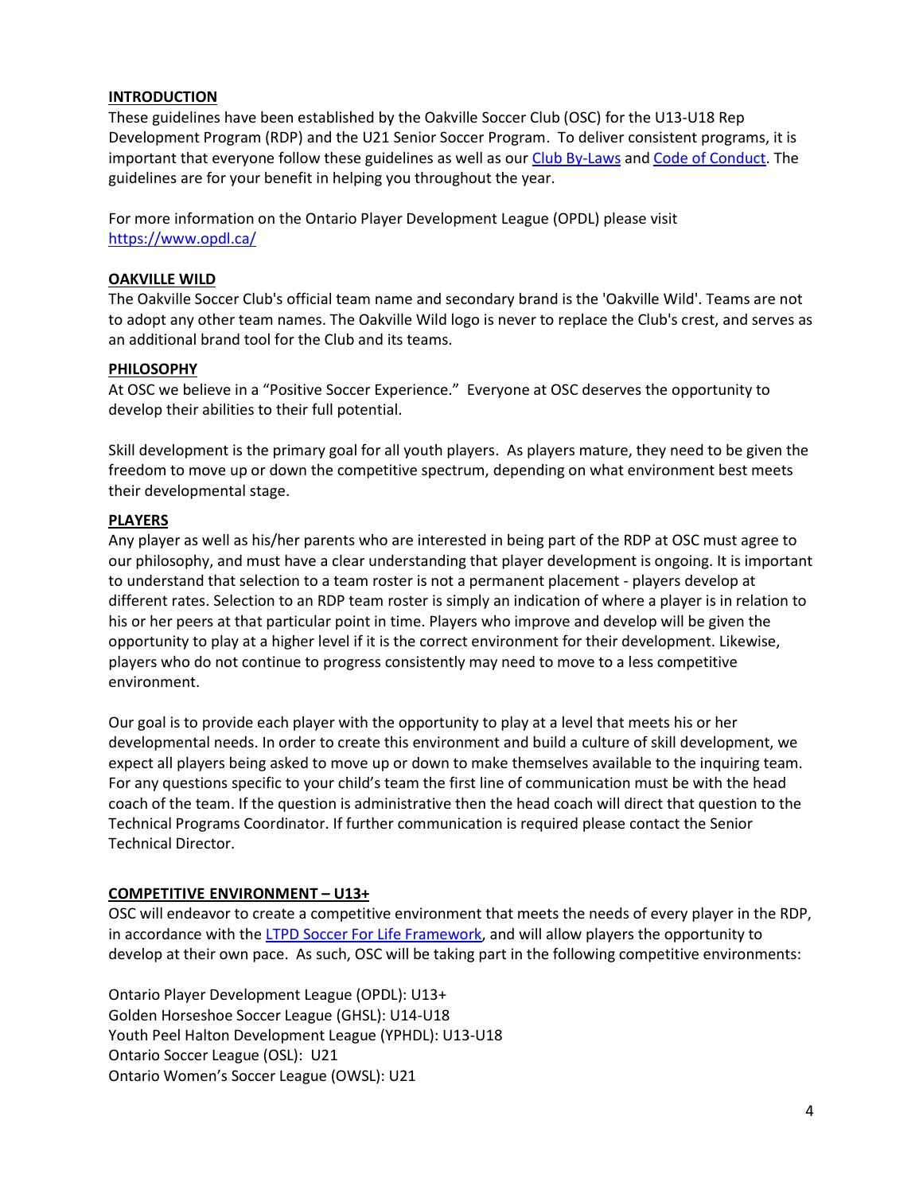## INTRODUCTION

These guidelines have been established by the Oakville Soccer Club (OSC) for the U13-U18 Rep Development Program (RDP) and the U21 Senior Soccer Program. To deliver consistent programs, it is important that everyone follow these guidelines as well as our [Club By-Laws]() and [Code of Conduct](). The guidelines are for your benefit in helping you throughout the year.

For more information on the Ontario Player Development League (OPDL) please visit [https://www.opdl.ca/](https://www.opdl.ca/)

## OAKVILLE WILD

The Oakville Soccer Club's official team name and secondary brand is the 'Oakville Wild'. Teams are not to adopt any other team names. The Oakville Wild logo is never to replace the Club's crest, and serves as an additional brand tool for the Club and its teams.

## PHILOSOPHY

At OSC we believe in a "Positive Soccer Experience." Everyone at OSC deserves the opportunity to develop their abilities to their full potential.

Skill development is the primary goal for all youth players. As players mature, they need to be given the freedom to move up or down the competitive spectrum, depending on what environment best meets their developmental stage.

## PLAYERS

Any player as well as his/her parents who are interested in being part of the RDP at OSC must agree to our philosophy, and must have a clear understanding that player development is ongoing. It is important to understand that selection to a team roster is not a permanent placement - players develop at different rates. Selection to an RDP team roster is simply an indication of where a player is in relation to his or her peers at that particular point in time. Players who improve and develop will be given the opportunity to play at a higher level if it is the correct environment for their development. Likewise, players who do not continue to progress consistently may need to move to a less competitive environment.

Our goal is to provide each player with the opportunity to play at a level that meets his or her developmental needs. In order to create this environment and build a culture of skill development, we expect all players being asked to move up or down to make themselves available to the inquiring team. For any questions specific to your child's team the first line of communication must be with the head coach of the team. If the question is administrative then the head coach will direct that question to the Technical Programs Coordinator. If further communication is required please contact the Senior Technical Director.

## COMPETITIVE ENVIRONMENT – U13+

OSC will endeavor to create a competitive environment that meets the needs of every player in the RDP, in accordance with the [LTPD Soccer For Life Framework](), and will allow players the opportunity to develop at their own pace. As such, OSC will be taking part in the following competitive environments:

Ontario Player Development League (OPDL): U13+
Golden Horseshoe Soccer League (GHSL): U14-U18
Youth Peel Halton Development League (YPHDL): U13-U18
Ontario Soccer League (OSL): U21
Ontario Women's Soccer League (OWSL): U21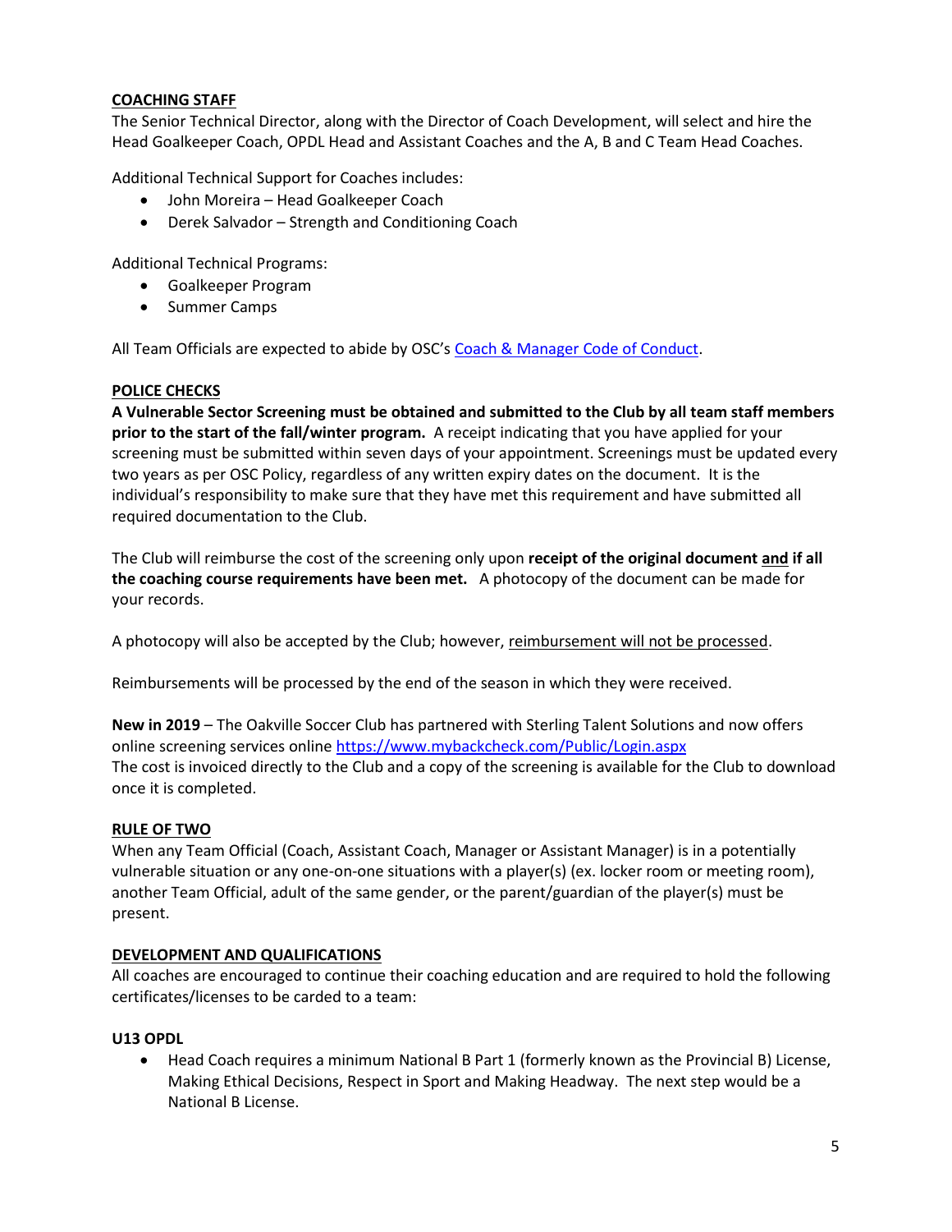## COACHING STAFF

The Senior Technical Director, along with the Director of Coach Development, will select and hire the Head Goalkeeper Coach, OPDL Head and Assistant Coaches and the A, B and C Team Head Coaches.

Additional Technical Support for Coaches includes:

- John Moreira – Head Goalkeeper Coach
- Derek Salvador – Strength and Conditioning Coach

Additional Technical Programs:

- Goalkeeper Program
- Summer Camps

All Team Officials are expected to abide by OSC's Coach & Manager Code of Conduct.

## POLICE CHECKS

**A Vulnerable Sector Screening must be obtained and submitted to the Club by all team staff members prior to the start of the fall/winter program.** A receipt indicating that you have applied for your screening must be submitted within seven days of your appointment. Screenings must be updated every two years as per OSC Policy, regardless of any written expiry dates on the document. It is the individual's responsibility to make sure that they have met this requirement and have submitted all required documentation to the Club.

The Club will reimburse the cost of the screening only upon **receipt of the original document and if all the coaching course requirements have been met.** A photocopy of the document can be made for your records.

A photocopy will also be accepted by the Club; however, reimbursement will not be processed.

Reimbursements will be processed by the end of the season in which they were received.

**New in 2019** – The Oakville Soccer Club has partnered with Sterling Talent Solutions and now offers online screening services online https://www.mybackcheck.com/Public/Login.aspx
The cost is invoiced directly to the Club and a copy of the screening is available for the Club to download once it is completed.

## RULE OF TWO

When any Team Official (Coach, Assistant Coach, Manager or Assistant Manager) is in a potentially vulnerable situation or any one-on-one situations with a player(s) (ex. locker room or meeting room), another Team Official, adult of the same gender, or the parent/guardian of the player(s) must be present.

## DEVELOPMENT AND QUALIFICATIONS

All coaches are encouraged to continue their coaching education and are required to hold the following certificates/licenses to be carded to a team:

### U13 OPDL

- Head Coach requires a minimum National B Part 1 (formerly known as the Provincial B) License, Making Ethical Decisions, Respect in Sport and Making Headway. The next step would be a National B License.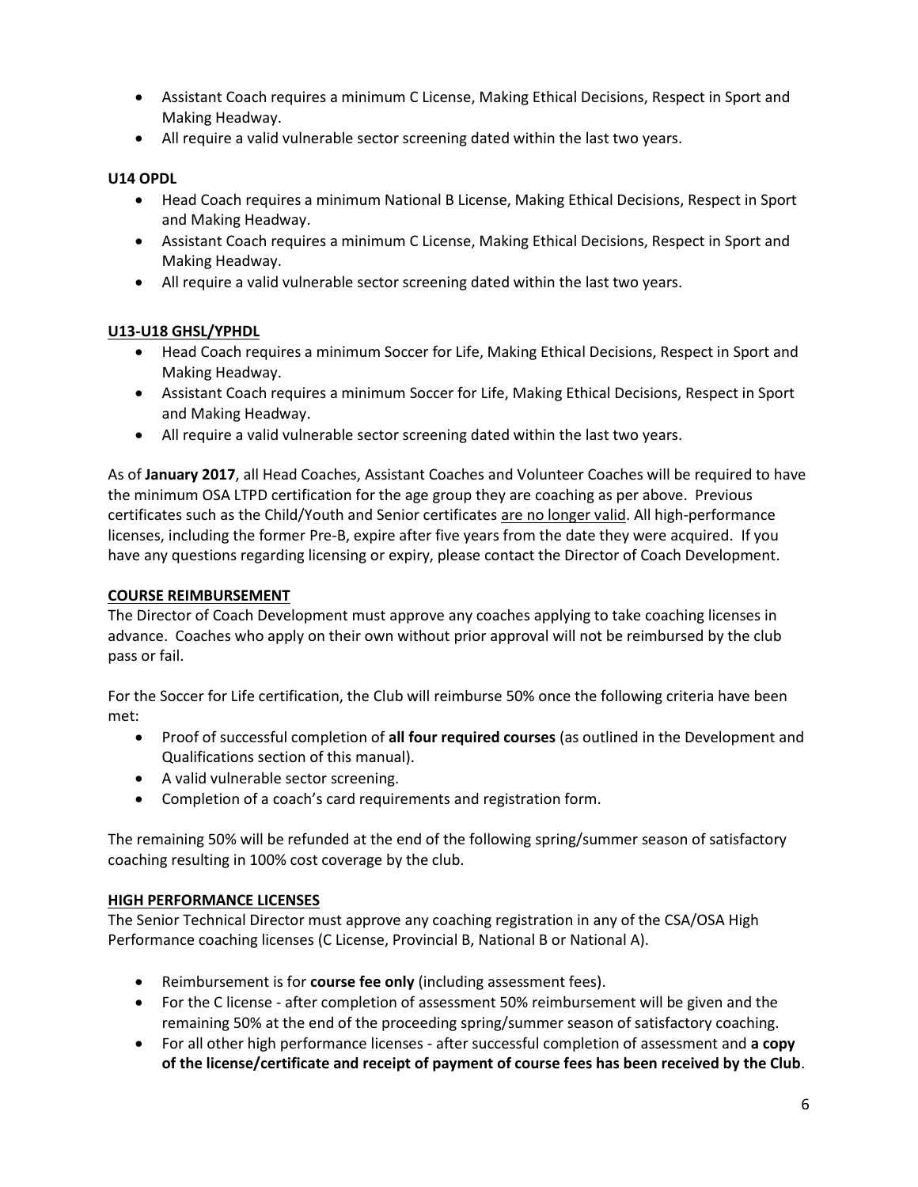- Assistant Coach requires a minimum C License, Making Ethical Decisions, Respect in Sport and Making Headway.
- All require a valid vulnerable sector screening dated within the last two years.

**U14 OPDL**

- Head Coach requires a minimum National B License, Making Ethical Decisions, Respect in Sport and Making Headway.
- Assistant Coach requires a minimum C License, Making Ethical Decisions, Respect in Sport and Making Headway.
- All require a valid vulnerable sector screening dated within the last two years.

**U13-U18 GHSL/YPHDL**

- Head Coach requires a minimum Soccer for Life, Making Ethical Decisions, Respect in Sport and Making Headway.
- Assistant Coach requires a minimum Soccer for Life, Making Ethical Decisions, Respect in Sport and Making Headway.
- All require a valid vulnerable sector screening dated within the last two years.

As of **January 2017**, all Head Coaches, Assistant Coaches and Volunteer Coaches will be required to have the minimum OSA LTPD certification for the age group they are coaching as per above. Previous certificates such as the Child/Youth and Senior certificates are no longer valid. All high-performance licenses, including the former Pre-B, expire after five years from the date they were acquired. If you have any questions regarding licensing or expiry, please contact the Director of Coach Development.

**COURSE REIMBURSEMENT**

The Director of Coach Development must approve any coaches applying to take coaching licenses in advance. Coaches who apply on their own without prior approval will not be reimbursed by the club pass or fail.

For the Soccer for Life certification, the Club will reimburse 50% once the following criteria have been met:

- Proof of successful completion of **all four required courses** (as outlined in the Development and Qualifications section of this manual).
- A valid vulnerable sector screening.
- Completion of a coach's card requirements and registration form.

The remaining 50% will be refunded at the end of the following spring/summer season of satisfactory coaching resulting in 100% cost coverage by the club.

**HIGH PERFORMANCE LICENSES**

The Senior Technical Director must approve any coaching registration in any of the CSA/OSA High Performance coaching licenses (C License, Provincial B, National B or National A).

- Reimbursement is for **course fee only** (including assessment fees).
- For the C license - after completion of assessment 50% reimbursement will be given and the remaining 50% at the end of the proceeding spring/summer season of satisfactory coaching.
- For all other high performance licenses - after successful completion of assessment and **a copy of the license/certificate and receipt of payment of course fees has been received by the Club**.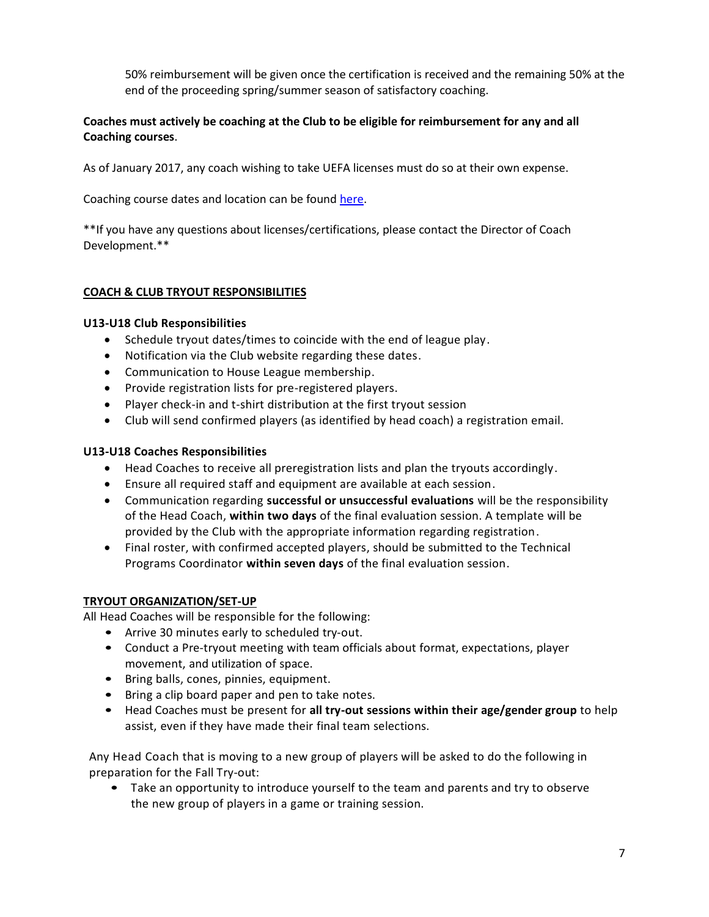50% reimbursement will be given once the certification is received and the remaining 50% at the end of the proceeding spring/summer season of satisfactory coaching.

**Coaches must actively be coaching at the Club to be eligible for reimbursement for any and all Coaching courses**.

As of January 2017, any coach wishing to take UEFA licenses must do so at their own expense.

Coaching course dates and location can be found [here](#).

**If you have any questions about licenses/certifications, please contact the Director of Coach Development.**

## COACH & CLUB TRYOUT RESPONSIBILITIES

### U13-U18 Club Responsibilities

- Schedule tryout dates/times to coincide with the end of league play.
- Notification via the Club website regarding these dates.
- Communication to House League membership.
- Provide registration lists for pre-registered players.
- Player check-in and t-shirt distribution at the first tryout session
- Club will send confirmed players (as identified by head coach) a registration email.

### U13-U18 Coaches Responsibilities

- Head Coaches to receive all preregistration lists and plan the tryouts accordingly.
- Ensure all required staff and equipment are available at each session.
- Communication regarding **successful or unsuccessful evaluations** will be the responsibility of the Head Coach, **within two days** of the final evaluation session. A template will be provided by the Club with the appropriate information regarding registration.
- Final roster, with confirmed accepted players, should be submitted to the Technical Programs Coordinator **within seven days** of the final evaluation session.

## TRYOUT ORGANIZATION/SET-UP

All Head Coaches will be responsible for the following:

- Arrive 30 minutes early to scheduled try-out.
- Conduct a Pre-tryout meeting with team officials about format, expectations, player movement, and utilization of space.
- Bring balls, cones, pinnies, equipment.
- Bring a clip board paper and pen to take notes.
- Head Coaches must be present for **all try-out sessions within their age/gender group** to help assist, even if they have made their final team selections.

Any Head Coach that is moving to a new group of players will be asked to do the following in preparation for the Fall Try-out:

- Take an opportunity to introduce yourself to the team and parents and try to observe the new group of players in a game or training session.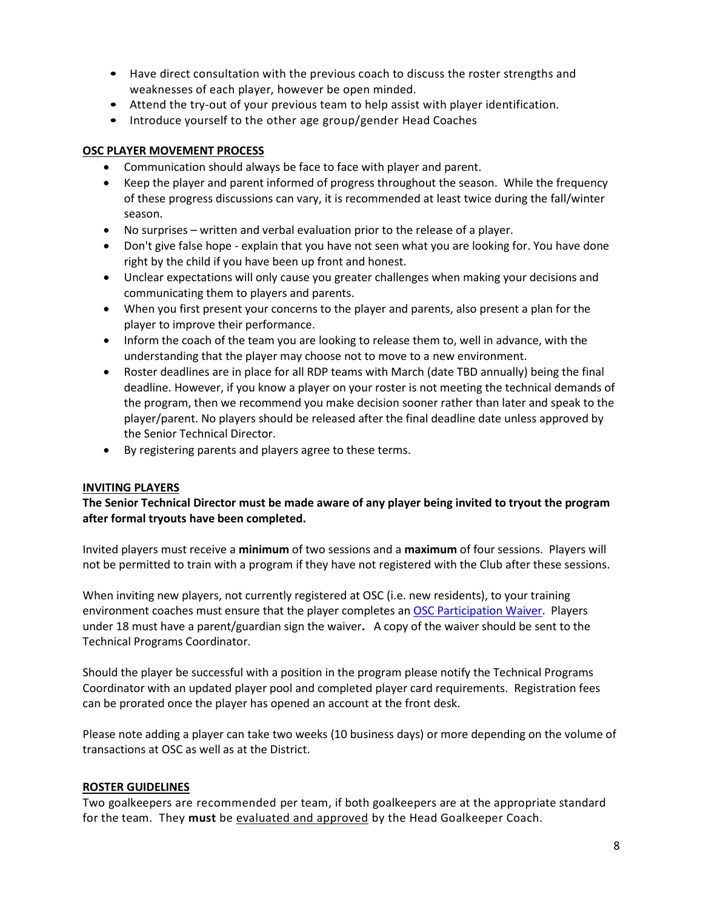- Have direct consultation with the previous coach to discuss the roster strengths and weaknesses of each player, however be open minded.
- Attend the try-out of your previous team to help assist with player identification.
- Introduce yourself to the other age group/gender Head Coaches

**OSC PLAYER MOVEMENT PROCESS**

- Communication should always be face to face with player and parent.
- Keep the player and parent informed of progress throughout the season. While the frequency of these progress discussions can vary, it is recommended at least twice during the fall/winter season.
- No surprises – written and verbal evaluation prior to the release of a player.
- Don't give false hope - explain that you have not seen what you are looking for. You have done right by the child if you have been up front and honest.
- Unclear expectations will only cause you greater challenges when making your decisions and communicating them to players and parents.
- When you first present your concerns to the player and parents, also present a plan for the player to improve their performance.
- Inform the coach of the team you are looking to release them to, well in advance, with the understanding that the player may choose not to move to a new environment.
- Roster deadlines are in place for all RDP teams with March (date TBD annually) being the final deadline. However, if you know a player on your roster is not meeting the technical demands of the program, then we recommend you make decision sooner rather than later and speak to the player/parent. No players should be released after the final deadline date unless approved by the Senior Technical Director.
- By registering parents and players agree to these terms.

**INVITING PLAYERS**

**The Senior Technical Director must be made aware of any player being invited to tryout the program after formal tryouts have been completed.**

Invited players must receive a **minimum** of two sessions and a **maximum** of four sessions. Players will not be permitted to train with a program if they have not registered with the Club after these sessions.

When inviting new players, not currently registered at OSC (i.e. new residents), to your training environment coaches must ensure that the player completes an OSC Participation Waiver. Players under 18 must have a parent/guardian sign the waiver**.** A copy of the waiver should be sent to the Technical Programs Coordinator.

Should the player be successful with a position in the program please notify the Technical Programs Coordinator with an updated player pool and completed player card requirements. Registration fees can be prorated once the player has opened an account at the front desk.

Please note adding a player can take two weeks (10 business days) or more depending on the volume of transactions at OSC as well as at the District.

**ROSTER GUIDELINES**

Two goalkeepers are recommended per team, if both goalkeepers are at the appropriate standard for the team. They **must** be evaluated and approved by the Head Goalkeeper Coach.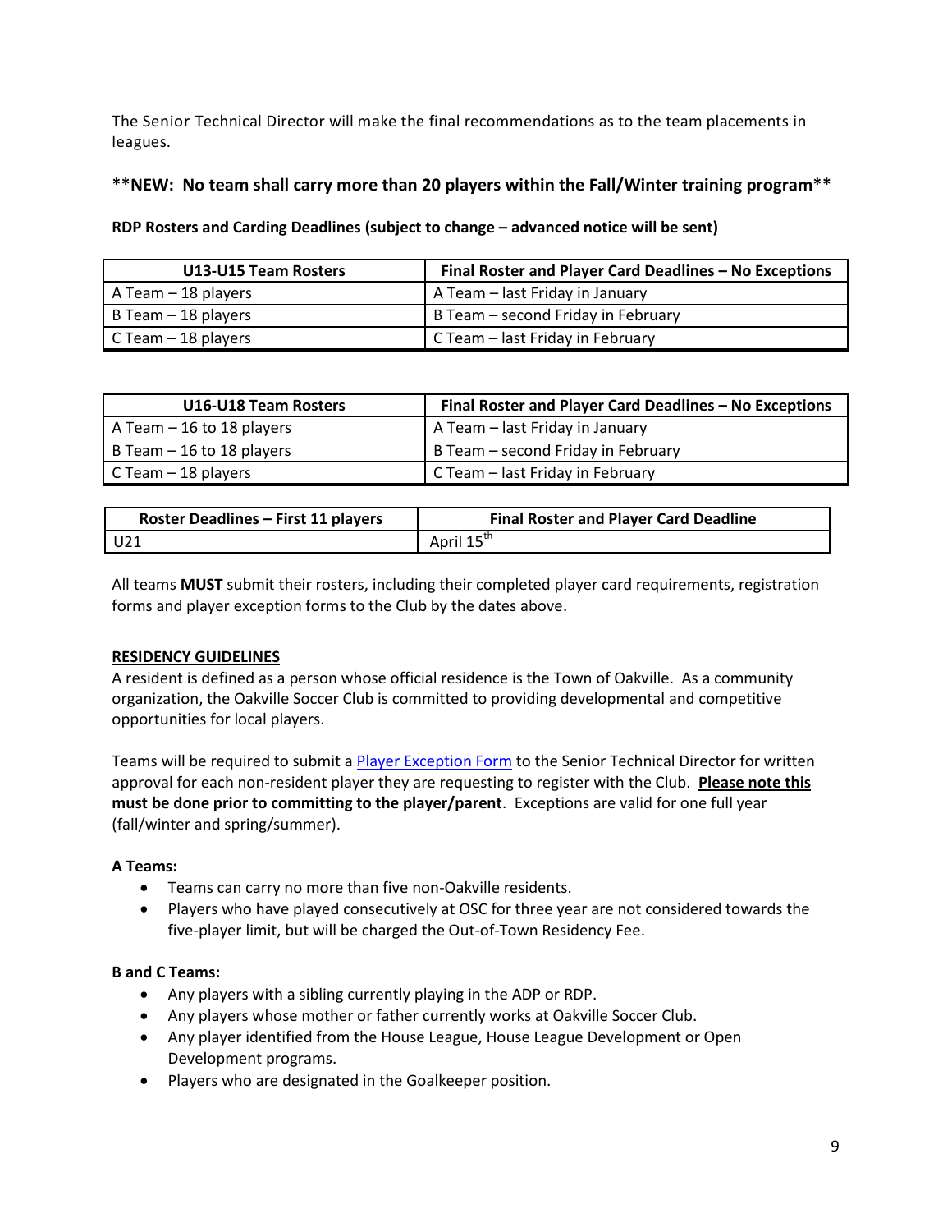The Senior Technical Director will make the final recommendations as to the team placements in leagues.

**\*\*NEW: No team shall carry more than 20 players within the Fall/Winter training program\*\***

**RDP Rosters and Carding Deadlines (subject to change – advanced notice will be sent)**

| U13-U15 Team Rosters | Final Roster and Player Card Deadlines – No Exceptions |
|---|---|
| A Team – 18 players | A Team – last Friday in January |
| B Team – 18 players | B Team – second Friday in February |
| C Team – 18 players | C Team – last Friday in February |

| U16-U18 Team Rosters | Final Roster and Player Card Deadlines – No Exceptions |
|---|---|
| A Team – 16 to 18 players | A Team – last Friday in January |
| B Team – 16 to 18 players | B Team – second Friday in February |
| C Team – 18 players | C Team – last Friday in February |

| Roster Deadlines – First 11 players | Final Roster and Player Card Deadline |
|---|---|
| U21 | April 15th |

All teams **MUST** submit their rosters, including their completed player card requirements, registration forms and player exception forms to the Club by the dates above.

**RESIDENCY GUIDELINES**

A resident is defined as a person whose official residence is the Town of Oakville. As a community organization, the Oakville Soccer Club is committed to providing developmental and competitive opportunities for local players.

Teams will be required to submit a Player Exception Form to the Senior Technical Director for written approval for each non-resident player they are requesting to register with the Club. **Please note this must be done prior to committing to the player/parent**. Exceptions are valid for one full year (fall/winter and spring/summer).

**A Teams:**

- Teams can carry no more than five non-Oakville residents.
- Players who have played consecutively at OSC for three year are not considered towards the five-player limit, but will be charged the Out-of-Town Residency Fee.

**B and C Teams:**

- Any players with a sibling currently playing in the ADP or RDP.
- Any players whose mother or father currently works at Oakville Soccer Club.
- Any player identified from the House League, House League Development or Open Development programs.
- Players who are designated in the Goalkeeper position.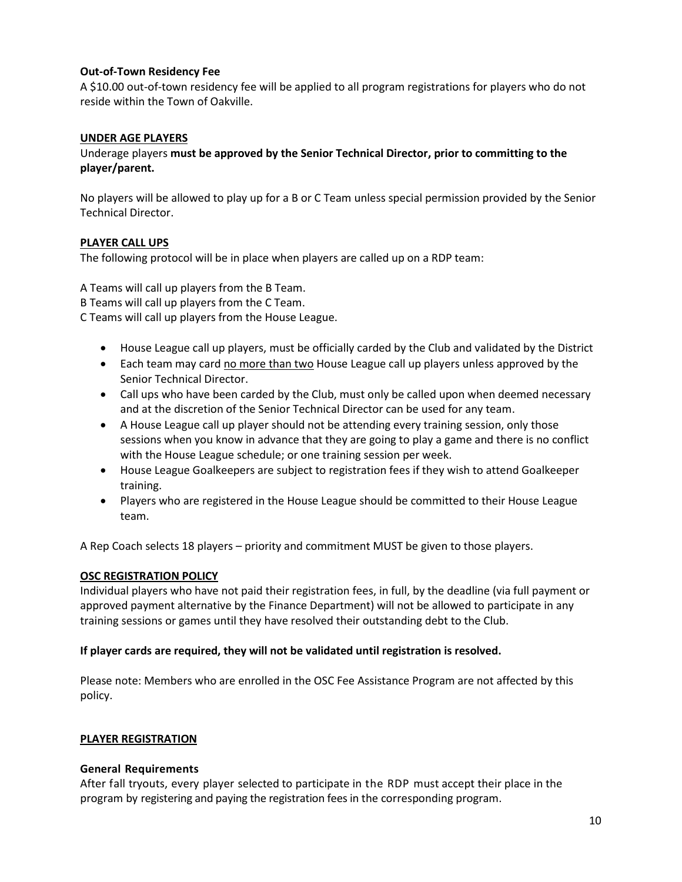**Out-of-Town Residency Fee**

A $10.00 out-of-town residency fee will be applied to all program registrations for players who do not reside within the Town of Oakville.

## UNDER AGE PLAYERS

Underage players **must be approved by the Senior Technical Director, prior to committing to the player/parent.**

No players will be allowed to play up for a B or C Team unless special permission provided by the Senior Technical Director.

## PLAYER CALL UPS

The following protocol will be in place when players are called up on a RDP team:

A Teams will call up players from the B Team.
B Teams will call up players from the C Team.
C Teams will call up players from the House League.

- House League call up players, must be officially carded by the Club and validated by the District
- Each team may card no more than two House League call up players unless approved by the Senior Technical Director.
- Call ups who have been carded by the Club, must only be called upon when deemed necessary and at the discretion of the Senior Technical Director can be used for any team.
- A House League call up player should not be attending every training session, only those sessions when you know in advance that they are going to play a game and there is no conflict with the House League schedule; or one training session per week.
- House League Goalkeepers are subject to registration fees if they wish to attend Goalkeeper training.
- Players who are registered in the House League should be committed to their House League team.

A Rep Coach selects 18 players – priority and commitment MUST be given to those players.

## OSC REGISTRATION POLICY

Individual players who have not paid their registration fees, in full, by the deadline (via full payment or approved payment alternative by the Finance Department) will not be allowed to participate in any training sessions or games until they have resolved their outstanding debt to the Club.

**If player cards are required, they will not be validated until registration is resolved.**

Please note: Members who are enrolled in the OSC Fee Assistance Program are not affected by this policy.

## PLAYER REGISTRATION

**General Requirements**

After fall tryouts, every player selected to participate in the RDP must accept their place in the program by registering and paying the registration fees in the corresponding program.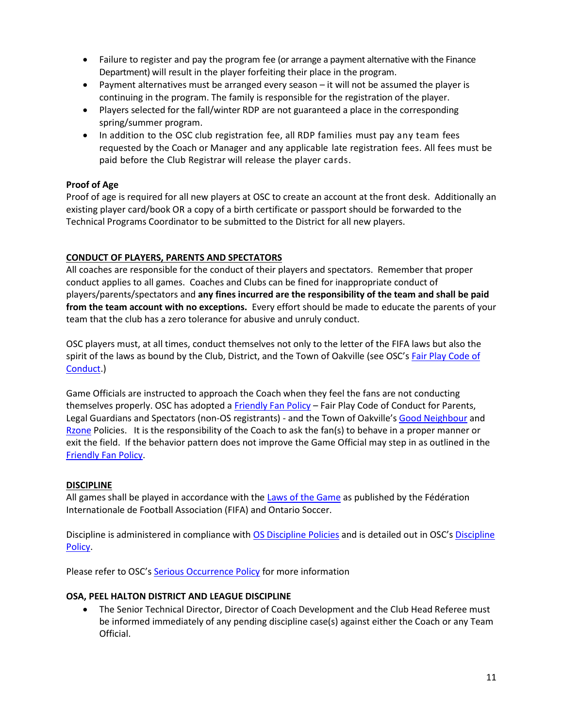- Failure to register and pay the program fee (or arrange a payment alternative with the Finance Department) will result in the player forfeiting their place in the program.
- Payment alternatives must be arranged every season – it will not be assumed the player is continuing in the program. The family is responsible for the registration of the player.
- Players selected for the fall/winter RDP are not guaranteed a place in the corresponding spring/summer program.
- In addition to the OSC club registration fee, all RDP families must pay any team fees requested by the Coach or Manager and any applicable late registration fees. All fees must be paid before the Club Registrar will release the player cards.

**Proof of Age**

Proof of age is required for all new players at OSC to create an account at the front desk. Additionally an existing player card/book OR a copy of a birth certificate or passport should be forwarded to the Technical Programs Coordinator to be submitted to the District for all new players.

## CONDUCT OF PLAYERS, PARENTS AND SPECTATORS

All coaches are responsible for the conduct of their players and spectators. Remember that proper conduct applies to all games. Coaches and Clubs can be fined for inappropriate conduct of players/parents/spectators and **any fines incurred are the responsibility of the team and shall be paid from the team account with no exceptions.** Every effort should be made to educate the parents of your team that the club has a zero tolerance for abusive and unruly conduct.

OSC players must, at all times, conduct themselves not only to the letter of the FIFA laws but also the spirit of the laws as bound by the Club, District, and the Town of Oakville (see OSC's Fair Play Code of Conduct.)

Game Officials are instructed to approach the Coach when they feel the fans are not conducting themselves properly. OSC has adopted a Friendly Fan Policy – Fair Play Code of Conduct for Parents, Legal Guardians and Spectators (non-OS registrants) - and the Town of Oakville's Good Neighbour and Rzone Policies. It is the responsibility of the Coach to ask the fan(s) to behave in a proper manner or exit the field. If the behavior pattern does not improve the Game Official may step in as outlined in the Friendly Fan Policy.

## DISCIPLINE

All games shall be played in accordance with the Laws of the Game as published by the Fédération Internationale de Football Association (FIFA) and Ontario Soccer.

Discipline is administered in compliance with OS Discipline Policies and is detailed out in OSC's Discipline Policy.

Please refer to OSC's Serious Occurrence Policy for more information

**OSA, PEEL HALTON DISTRICT AND LEAGUE DISCIPLINE**

- The Senior Technical Director, Director of Coach Development and the Club Head Referee must be informed immediately of any pending discipline case(s) against either the Coach or any Team Official.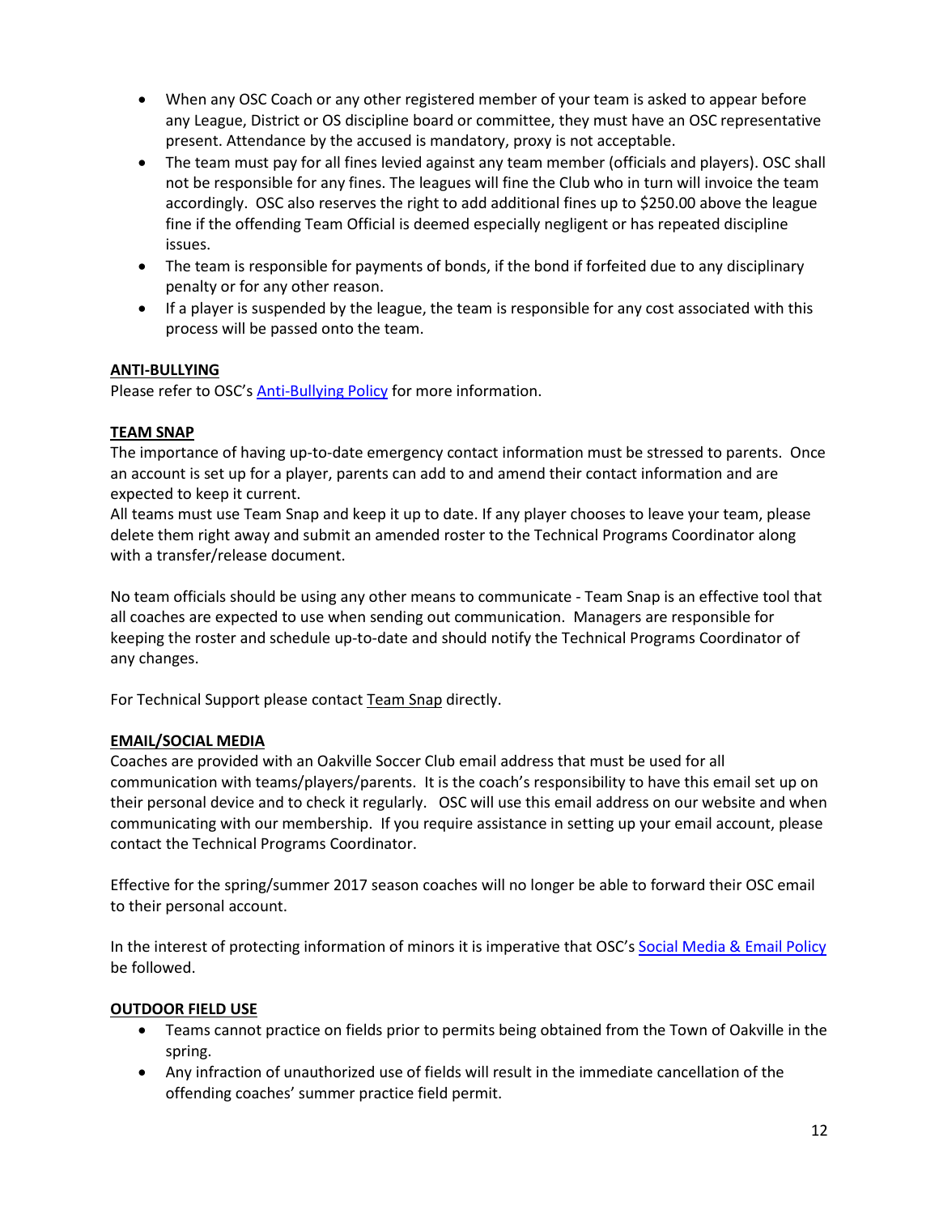- When any OSC Coach or any other registered member of your team is asked to appear before any League, District or OS discipline board or committee, they must have an OSC representative present. Attendance by the accused is mandatory, proxy is not acceptable.
- The team must pay for all fines levied against any team member (officials and players). OSC shall not be responsible for any fines. The leagues will fine the Club who in turn will invoice the team accordingly. OSC also reserves the right to add additional fines up to $250.00 above the league fine if the offending Team Official is deemed especially negligent or has repeated discipline issues.
- The team is responsible for payments of bonds, if the bond if forfeited due to any disciplinary penalty or for any other reason.
- If a player is suspended by the league, the team is responsible for any cost associated with this process will be passed onto the team.

**ANTI-BULLYING**

Please refer to OSC's Anti-Bullying Policy for more information.

**TEAM SNAP**

The importance of having up-to-date emergency contact information must be stressed to parents. Once an account is set up for a player, parents can add to and amend their contact information and are expected to keep it current.

All teams must use Team Snap and keep it up to date. If any player chooses to leave your team, please delete them right away and submit an amended roster to the Technical Programs Coordinator along with a transfer/release document.

No team officials should be using any other means to communicate - Team Snap is an effective tool that all coaches are expected to use when sending out communication. Managers are responsible for keeping the roster and schedule up-to-date and should notify the Technical Programs Coordinator of any changes.

For Technical Support please contact Team Snap directly.

**EMAIL/SOCIAL MEDIA**

Coaches are provided with an Oakville Soccer Club email address that must be used for all communication with teams/players/parents. It is the coach's responsibility to have this email set up on their personal device and to check it regularly. OSC will use this email address on our website and when communicating with our membership. If you require assistance in setting up your email account, please contact the Technical Programs Coordinator.

Effective for the spring/summer 2017 season coaches will no longer be able to forward their OSC email to their personal account.

In the interest of protecting information of minors it is imperative that OSC's Social Media & Email Policy be followed.

**OUTDOOR FIELD USE**

- Teams cannot practice on fields prior to permits being obtained from the Town of Oakville in the spring.
- Any infraction of unauthorized use of fields will result in the immediate cancellation of the offending coaches' summer practice field permit.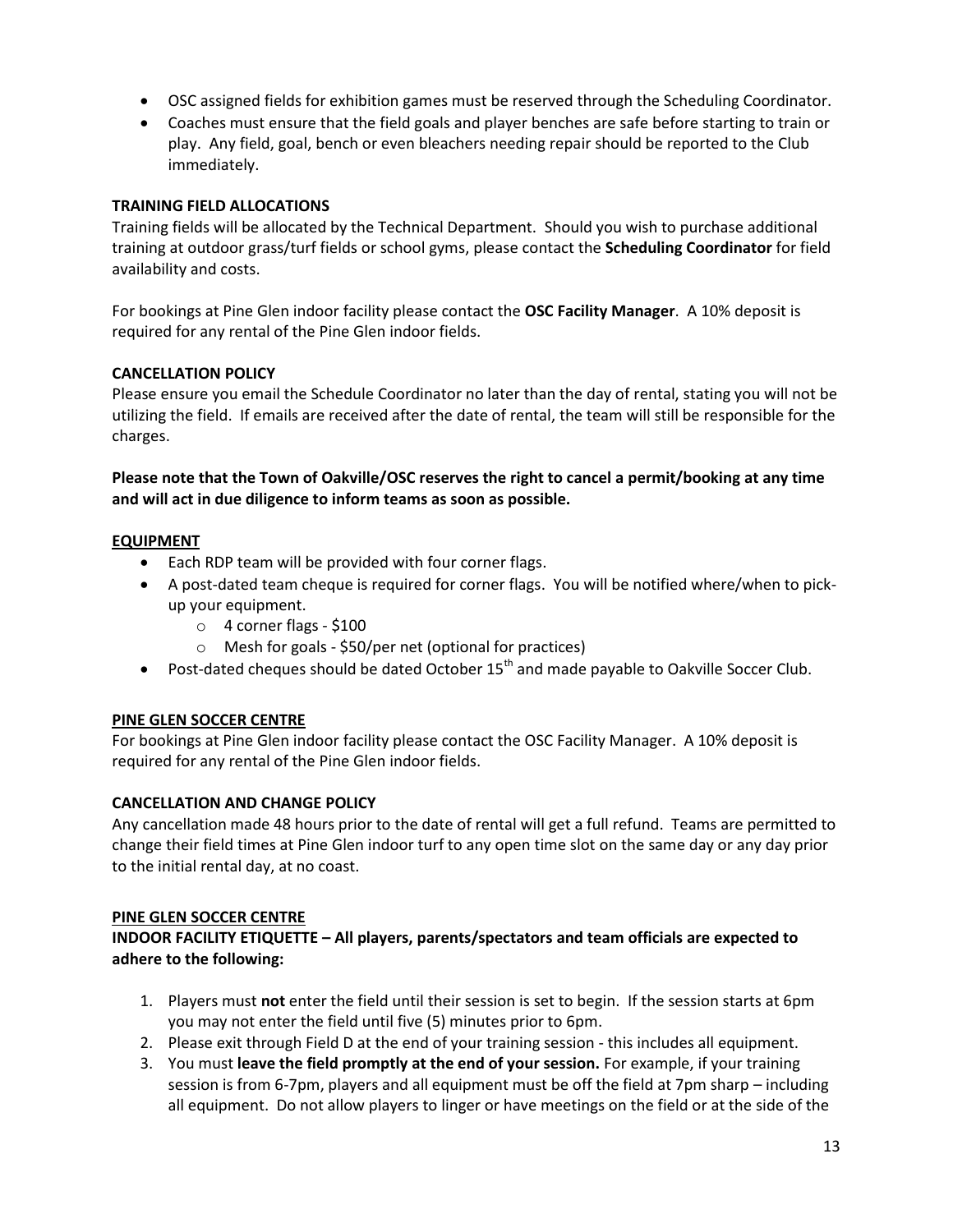- OSC assigned fields for exhibition games must be reserved through the Scheduling Coordinator.
- Coaches must ensure that the field goals and player benches are safe before starting to train or play. Any field, goal, bench or even bleachers needing repair should be reported to the Club immediately.

**TRAINING FIELD ALLOCATIONS**

Training fields will be allocated by the Technical Department. Should you wish to purchase additional training at outdoor grass/turf fields or school gyms, please contact the **Scheduling Coordinator** for field availability and costs.

For bookings at Pine Glen indoor facility please contact the **OSC Facility Manager**. A 10% deposit is required for any rental of the Pine Glen indoor fields.

**CANCELLATION POLICY**

Please ensure you email the Schedule Coordinator no later than the day of rental, stating you will not be utilizing the field. If emails are received after the date of rental, the team will still be responsible for the charges.

**Please note that the Town of Oakville/OSC reserves the right to cancel a permit/booking at any time and will act in due diligence to inform teams as soon as possible.**

**<u>EQUIPMENT</u>**

- Each RDP team will be provided with four corner flags.
- A post-dated team cheque is required for corner flags. You will be notified where/when to pick-up your equipment.
  - 4 corner flags - $100
  - Mesh for goals - $50/per net (optional for practices)
- Post-dated cheques should be dated October 15th and made payable to Oakville Soccer Club.

**<u>PINE GLEN SOCCER CENTRE</u>**

For bookings at Pine Glen indoor facility please contact the OSC Facility Manager. A 10% deposit is required for any rental of the Pine Glen indoor fields.

**CANCELLATION AND CHANGE POLICY**

Any cancellation made 48 hours prior to the date of rental will get a full refund. Teams are permitted to change their field times at Pine Glen indoor turf to any open time slot on the same day or any day prior to the initial rental day, at no coast.

**<u>PINE GLEN SOCCER CENTRE</u>**

**INDOOR FACILITY ETIQUETTE – All players, parents/spectators and team officials are expected to adhere to the following:**

1. Players must **not** enter the field until their session is set to begin. If the session starts at 6pm you may not enter the field until five (5) minutes prior to 6pm.
2. Please exit through Field D at the end of your training session - this includes all equipment.
3. You must **leave the field promptly at the end of your session.** For example, if your training session is from 6-7pm, players and all equipment must be off the field at 7pm sharp – including all equipment. Do not allow players to linger or have meetings on the field or at the side of the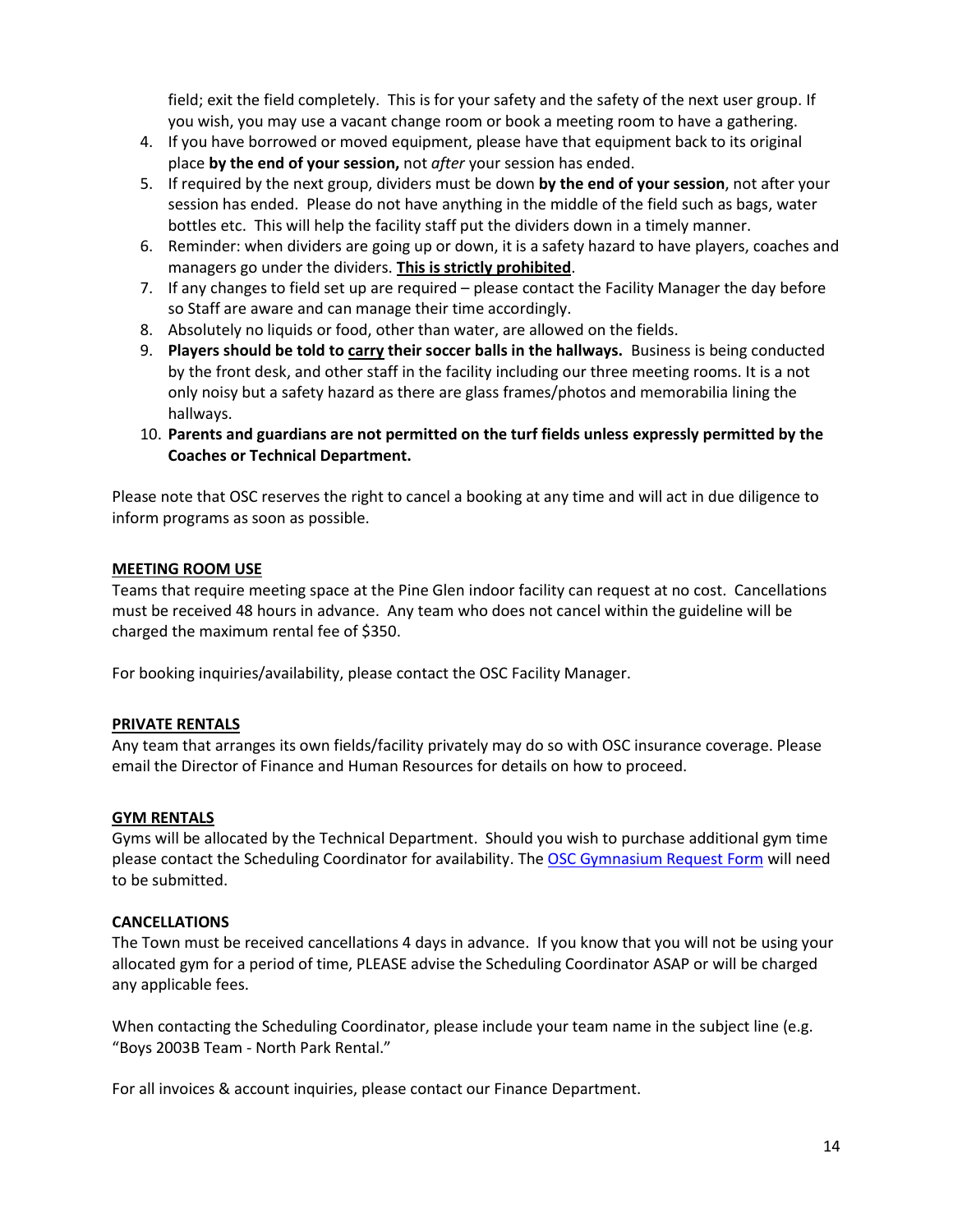field; exit the field completely. This is for your safety and the safety of the next user group. If you wish, you may use a vacant change room or book a meeting room to have a gathering.

4. If you have borrowed or moved equipment, please have that equipment back to its original place **by the end of your session,** not *after* your session has ended.
5. If required by the next group, dividers must be down **by the end of your session**, not after your session has ended. Please do not have anything in the middle of the field such as bags, water bottles etc. This will help the facility staff put the dividers down in a timely manner.
6. Reminder: when dividers are going up or down, it is a safety hazard to have players, coaches and managers go under the dividers. **<u>This is strictly prohibited</u>**.
7. If any changes to field set up are required – please contact the Facility Manager the day before so Staff are aware and can manage their time accordingly.
8. Absolutely no liquids or food, other than water, are allowed on the fields.
9. **Players should be told to <u>carry</u> their soccer balls in the hallways.** Business is being conducted by the front desk, and other staff in the facility including our three meeting rooms. It is a not only noisy but a safety hazard as there are glass frames/photos and memorabilia lining the hallways.
10. **Parents and guardians are not permitted on the turf fields unless expressly permitted by the Coaches or Technical Department.**

Please note that OSC reserves the right to cancel a booking at any time and will act in due diligence to inform programs as soon as possible.

**<u>MEETING ROOM USE</u>**

Teams that require meeting space at the Pine Glen indoor facility can request at no cost. Cancellations must be received 48 hours in advance. Any team who does not cancel within the guideline will be charged the maximum rental fee of $350.

For booking inquiries/availability, please contact the OSC Facility Manager.

**<u>PRIVATE RENTALS</u>**

Any team that arranges its own fields/facility privately may do so with OSC insurance coverage. Please email the Director of Finance and Human Resources for details on how to proceed.

**<u>GYM RENTALS</u>**

Gyms will be allocated by the Technical Department. Should you wish to purchase additional gym time please contact the Scheduling Coordinator for availability. The <u>OSC Gymnasium Request Form</u> will need to be submitted.

**CANCELLATIONS**

The Town must be received cancellations 4 days in advance. If you know that you will not be using your allocated gym for a period of time, PLEASE advise the Scheduling Coordinator ASAP or will be charged any applicable fees.

When contacting the Scheduling Coordinator, please include your team name in the subject line (e.g. "Boys 2003B Team - North Park Rental."

For all invoices & account inquiries, please contact our Finance Department.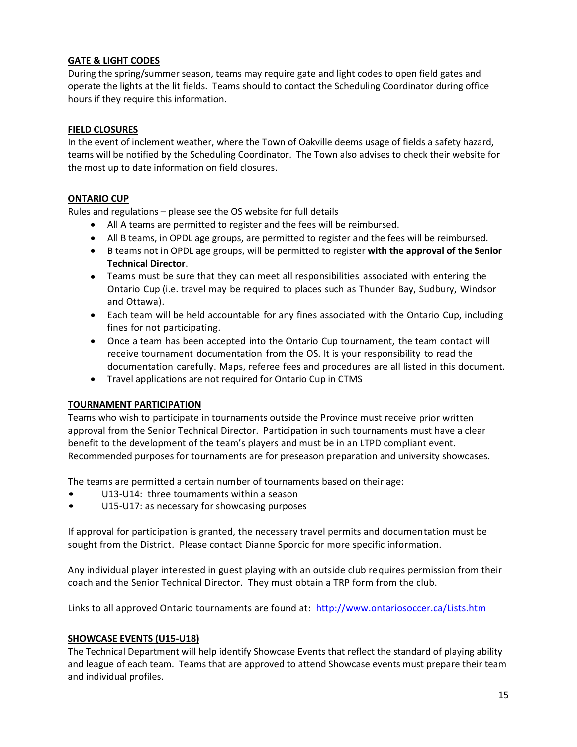## GATE & LIGHT CODES

During the spring/summer season, teams may require gate and light codes to open field gates and operate the lights at the lit fields. Teams should to contact the Scheduling Coordinator during office hours if they require this information.

## FIELD CLOSURES

In the event of inclement weather, where the Town of Oakville deems usage of fields a safety hazard, teams will be notified by the Scheduling Coordinator. The Town also advises to check their website for the most up to date information on field closures.

## ONTARIO CUP

Rules and regulations – please see the OS website for full details

- All A teams are permitted to register and the fees will be reimbursed.
- All B teams, in OPDL age groups, are permitted to register and the fees will be reimbursed.
- B teams not in OPDL age groups, will be permitted to register **with the approval of the Senior Technical Director**.
- Teams must be sure that they can meet all responsibilities associated with entering the Ontario Cup (i.e. travel may be required to places such as Thunder Bay, Sudbury, Windsor and Ottawa).
- Each team will be held accountable for any fines associated with the Ontario Cup, including fines for not participating.
- Once a team has been accepted into the Ontario Cup tournament, the team contact will receive tournament documentation from the OS. It is your responsibility to read the documentation carefully. Maps, referee fees and procedures are all listed in this document.
- Travel applications are not required for Ontario Cup in CTMS

## TOURNAMENT PARTICIPATION

Teams who wish to participate in tournaments outside the Province must receive prior written approval from the Senior Technical Director. Participation in such tournaments must have a clear benefit to the development of the team's players and must be in an LTPD compliant event. Recommended purposes for tournaments are for preseason preparation and university showcases.

The teams are permitted a certain number of tournaments based on their age:

- U13-U14: three tournaments within a season
- U15-U17: as necessary for showcasing purposes

If approval for participation is granted, the necessary travel permits and documentation must be sought from the District. Please contact Dianne Sporcic for more specific information.

Any individual player interested in guest playing with an outside club requires permission from their coach and the Senior Technical Director. They must obtain a TRP form from the club.

Links to all approved Ontario tournaments are found at: http://www.ontariosoccer.ca/Lists.htm

## SHOWCASE EVENTS (U15-U18)

The Technical Department will help identify Showcase Events that reflect the standard of playing ability and league of each team. Teams that are approved to attend Showcase events must prepare their team and individual profiles.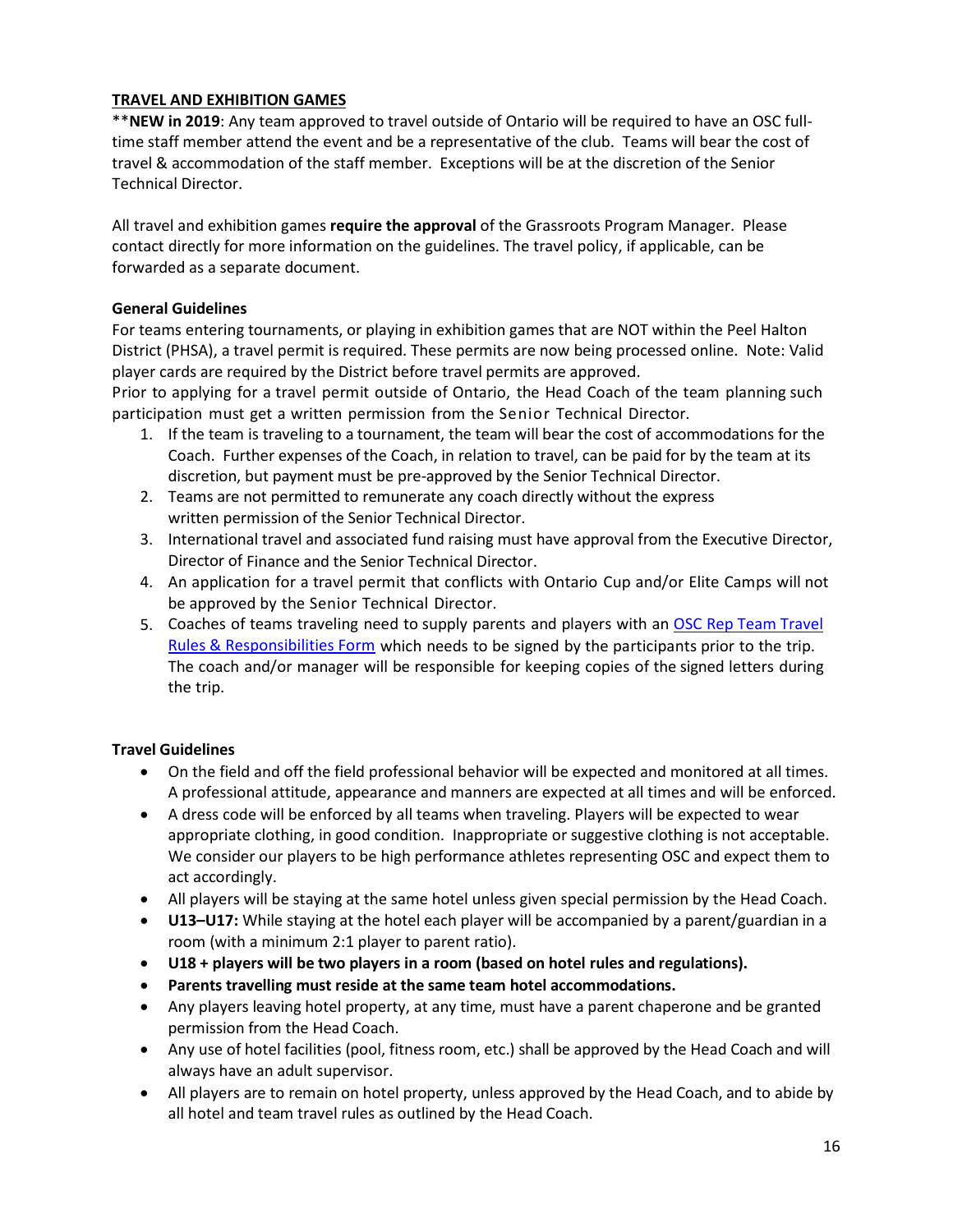## TRAVEL AND EXHIBITION GAMES

****NEW in 2019**: Any team approved to travel outside of Ontario will be required to have an OSC full-time staff member attend the event and be a representative of the club. Teams will bear the cost of travel & accommodation of the staff member. Exceptions will be at the discretion of the Senior Technical Director.

All travel and exhibition games **require the approval** of the Grassroots Program Manager. Please contact directly for more information on the guidelines. The travel policy, if applicable, can be forwarded as a separate document.

### General Guidelines

For teams entering tournaments, or playing in exhibition games that are NOT within the Peel Halton District (PHSA), a travel permit is required. These permits are now being processed online. Note: Valid player cards are required by the District before travel permits are approved.

Prior to applying for a travel permit outside of Ontario, the Head Coach of the team planning such participation must get a written permission from the Senior Technical Director.

1. If the team is traveling to a tournament, the team will bear the cost of accommodations for the Coach. Further expenses of the Coach, in relation to travel, can be paid for by the team at its discretion, but payment must be pre-approved by the Senior Technical Director.
2. Teams are not permitted to remunerate any coach directly without the express written permission of the Senior Technical Director.
3. International travel and associated fund raising must have approval from the Executive Director, Director of Finance and the Senior Technical Director.
4. An application for a travel permit that conflicts with Ontario Cup and/or Elite Camps will not be approved by the Senior Technical Director.
5. Coaches of teams traveling need to supply parents and players with an OSC Rep Team Travel Rules & Responsibilities Form which needs to be signed by the participants prior to the trip. The coach and/or manager will be responsible for keeping copies of the signed letters during the trip.

### Travel Guidelines

- On the field and off the field professional behavior will be expected and monitored at all times. A professional attitude, appearance and manners are expected at all times and will be enforced.
- A dress code will be enforced by all teams when traveling. Players will be expected to wear appropriate clothing, in good condition. Inappropriate or suggestive clothing is not acceptable. We consider our players to be high performance athletes representing OSC and expect them to act accordingly.
- All players will be staying at the same hotel unless given special permission by the Head Coach.
- **U13–U17:** While staying at the hotel each player will be accompanied by a parent/guardian in a room (with a minimum 2:1 player to parent ratio).
- **U18 + players will be two players in a room (based on hotel rules and regulations).**
- **Parents travelling must reside at the same team hotel accommodations.**
- Any players leaving hotel property, at any time, must have a parent chaperone and be granted permission from the Head Coach.
- Any use of hotel facilities (pool, fitness room, etc.) shall be approved by the Head Coach and will always have an adult supervisor.
- All players are to remain on hotel property, unless approved by the Head Coach, and to abide by all hotel and team travel rules as outlined by the Head Coach.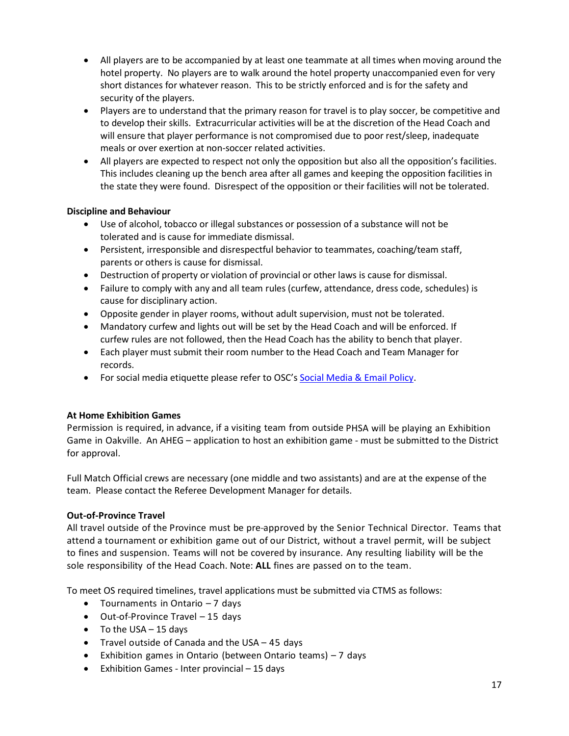- All players are to be accompanied by at least one teammate at all times when moving around the hotel property. No players are to walk around the hotel property unaccompanied even for very short distances for whatever reason. This to be strictly enforced and is for the safety and security of the players.
- Players are to understand that the primary reason for travel is to play soccer, be competitive and to develop their skills. Extracurricular activities will be at the discretion of the Head Coach and will ensure that player performance is not compromised due to poor rest/sleep, inadequate meals or over exertion at non-soccer related activities.
- All players are expected to respect not only the opposition but also all the opposition's facilities. This includes cleaning up the bench area after all games and keeping the opposition facilities in the state they were found. Disrespect of the opposition or their facilities will not be tolerated.

**Discipline and Behaviour**

- Use of alcohol, tobacco or illegal substances or possession of a substance will not be tolerated and is cause for immediate dismissal.
- Persistent, irresponsible and disrespectful behavior to teammates, coaching/team staff, parents or others is cause for dismissal.
- Destruction of property or violation of provincial or other laws is cause for dismissal.
- Failure to comply with any and all team rules (curfew, attendance, dress code, schedules) is cause for disciplinary action.
- Opposite gender in player rooms, without adult supervision, must not be tolerated.
- Mandatory curfew and lights out will be set by the Head Coach and will be enforced. If curfew rules are not followed, then the Head Coach has the ability to bench that player.
- Each player must submit their room number to the Head Coach and Team Manager for records.
- For social media etiquette please refer to OSC's [Social Media & Email Policy](#).

**At Home Exhibition Games**

Permission is required, in advance, if a visiting team from outside PHSA will be playing an Exhibition Game in Oakville. An AHEG – application to host an exhibition game - must be submitted to the District for approval.

Full Match Official crews are necessary (one middle and two assistants) and are at the expense of the team. Please contact the Referee Development Manager for details.

**Out-of-Province Travel**

All travel outside of the Province must be pre-approved by the Senior Technical Director. Teams that attend a tournament or exhibition game out of our District, without a travel permit, will be subject to fines and suspension. Teams will not be covered by insurance. Any resulting liability will be the sole responsibility of the Head Coach. Note: **ALL** fines are passed on to the team.

To meet OS required timelines, travel applications must be submitted via CTMS as follows:

- Tournaments in Ontario – 7 days
- Out-of-Province Travel – 15 days
- To the USA – 15 days
- Travel outside of Canada and the USA – 45 days
- Exhibition games in Ontario (between Ontario teams) – 7 days
- Exhibition Games - Inter provincial – 15 days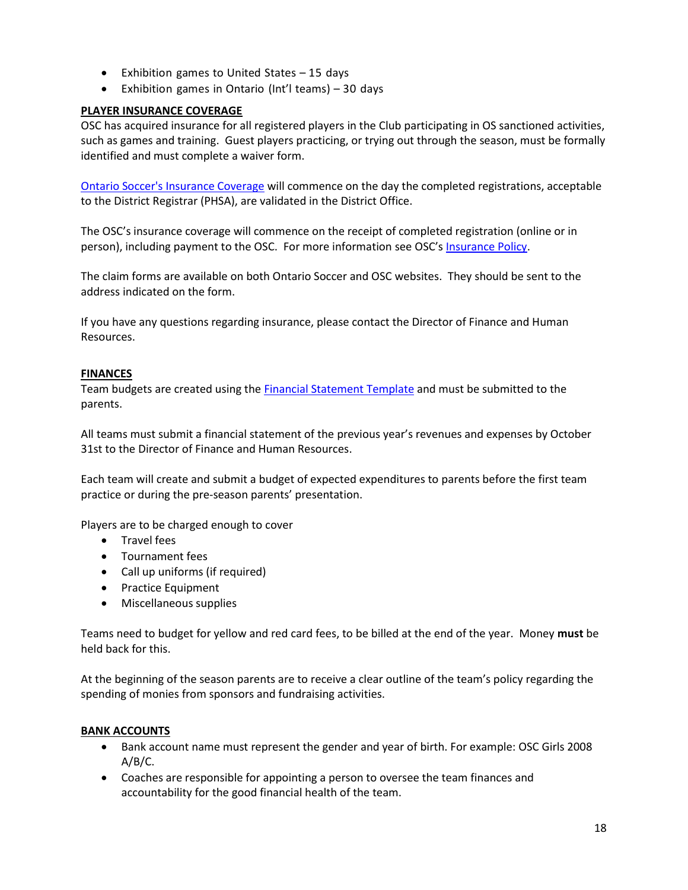- Exhibition games to United States – 15 days
- Exhibition games in Ontario (Int'l teams) – 30 days

**PLAYER INSURANCE COVERAGE**

OSC has acquired insurance for all registered players in the Club participating in OS sanctioned activities, such as games and training. Guest players practicing, or trying out through the season, must be formally identified and must complete a waiver form.

Ontario Soccer's Insurance Coverage will commence on the day the completed registrations, acceptable to the District Registrar (PHSA), are validated in the District Office.

The OSC's insurance coverage will commence on the receipt of completed registration (online or in person), including payment to the OSC. For more information see OSC's Insurance Policy.

The claim forms are available on both Ontario Soccer and OSC websites. They should be sent to the address indicated on the form.

If you have any questions regarding insurance, please contact the Director of Finance and Human Resources.

**FINANCES**

Team budgets are created using the Financial Statement Template and must be submitted to the parents.

All teams must submit a financial statement of the previous year's revenues and expenses by October 31st to the Director of Finance and Human Resources.

Each team will create and submit a budget of expected expenditures to parents before the first team practice or during the pre-season parents' presentation.

Players are to be charged enough to cover

- Travel fees
- Tournament fees
- Call up uniforms (if required)
- Practice Equipment
- Miscellaneous supplies

Teams need to budget for yellow and red card fees, to be billed at the end of the year. Money **must** be held back for this.

At the beginning of the season parents are to receive a clear outline of the team's policy regarding the spending of monies from sponsors and fundraising activities.

**BANK ACCOUNTS**

- Bank account name must represent the gender and year of birth. For example: OSC Girls 2008 A/B/C.
- Coaches are responsible for appointing a person to oversee the team finances and accountability for the good financial health of the team.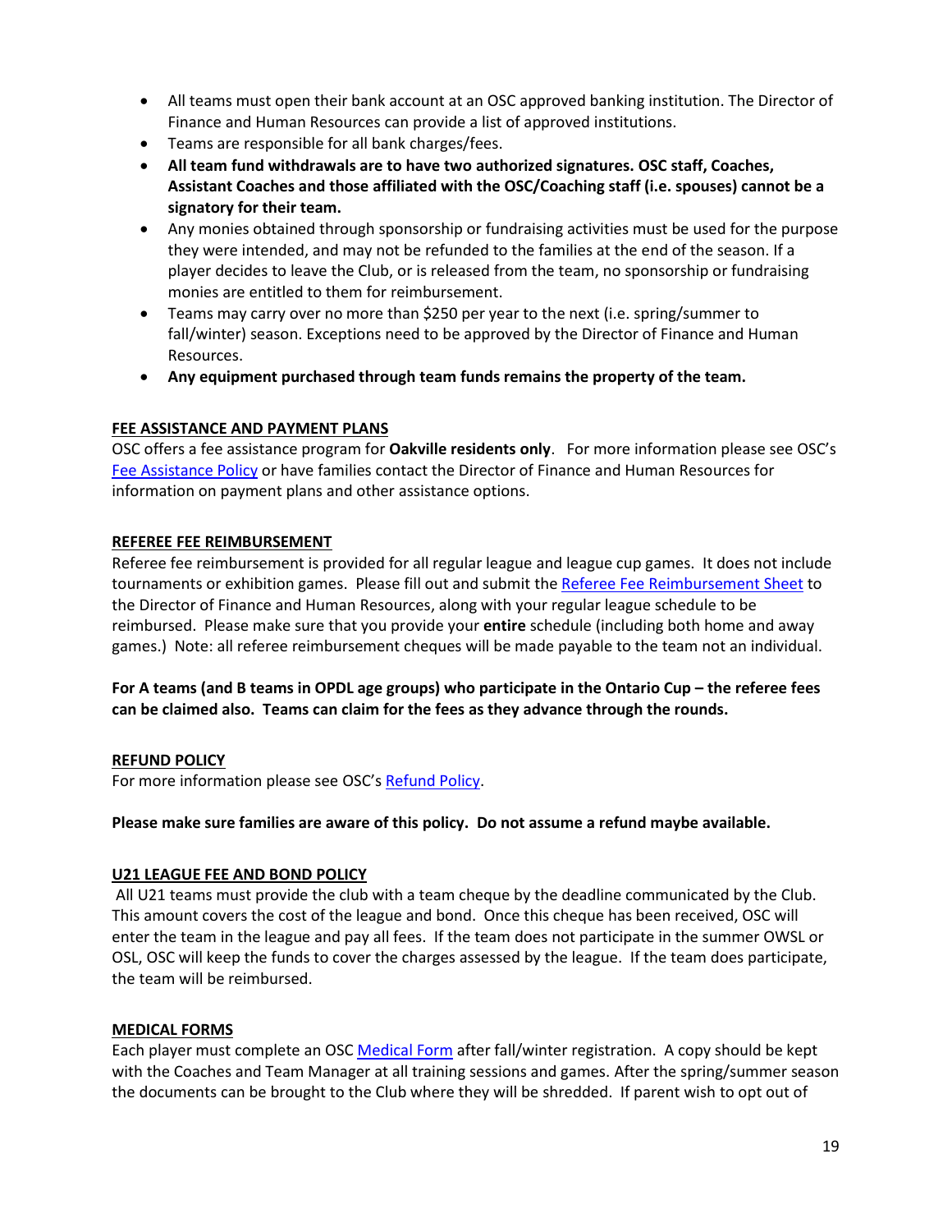- All teams must open their bank account at an OSC approved banking institution. The Director of Finance and Human Resources can provide a list of approved institutions.
- Teams are responsible for all bank charges/fees.
- **All team fund withdrawals are to have two authorized signatures. OSC staff, Coaches, Assistant Coaches and those affiliated with the OSC/Coaching staff (i.e. spouses) cannot be a signatory for their team.**
- Any monies obtained through sponsorship or fundraising activities must be used for the purpose they were intended, and may not be refunded to the families at the end of the season. If a player decides to leave the Club, or is released from the team, no sponsorship or fundraising monies are entitled to them for reimbursement.
- Teams may carry over no more than $250 per year to the next (i.e. spring/summer to fall/winter) season. Exceptions need to be approved by the Director of Finance and Human Resources.
- **Any equipment purchased through team funds remains the property of the team.**

**FEE ASSISTANCE AND PAYMENT PLANS**

OSC offers a fee assistance program for **Oakville residents only**. For more information please see OSC's Fee Assistance Policy or have families contact the Director of Finance and Human Resources for information on payment plans and other assistance options.

**REFEREE FEE REIMBURSEMENT**

Referee fee reimbursement is provided for all regular league and league cup games. It does not include tournaments or exhibition games. Please fill out and submit the Referee Fee Reimbursement Sheet to the Director of Finance and Human Resources, along with your regular league schedule to be reimbursed. Please make sure that you provide your **entire** schedule (including both home and away games.) Note: all referee reimbursement cheques will be made payable to the team not an individual.

**For A teams (and B teams in OPDL age groups) who participate in the Ontario Cup – the referee fees can be claimed also. Teams can claim for the fees as they advance through the rounds.**

**REFUND POLICY**

For more information please see OSC's Refund Policy.

**Please make sure families are aware of this policy. Do not assume a refund maybe available.**

**U21 LEAGUE FEE AND BOND POLICY**

All U21 teams must provide the club with a team cheque by the deadline communicated by the Club. This amount covers the cost of the league and bond. Once this cheque has been received, OSC will enter the team in the league and pay all fees. If the team does not participate in the summer OWSL or OSL, OSC will keep the funds to cover the charges assessed by the league. If the team does participate, the team will be reimbursed.

**MEDICAL FORMS**

Each player must complete an OSC Medical Form after fall/winter registration. A copy should be kept with the Coaches and Team Manager at all training sessions and games. After the spring/summer season the documents can be brought to the Club where they will be shredded. If parent wish to opt out of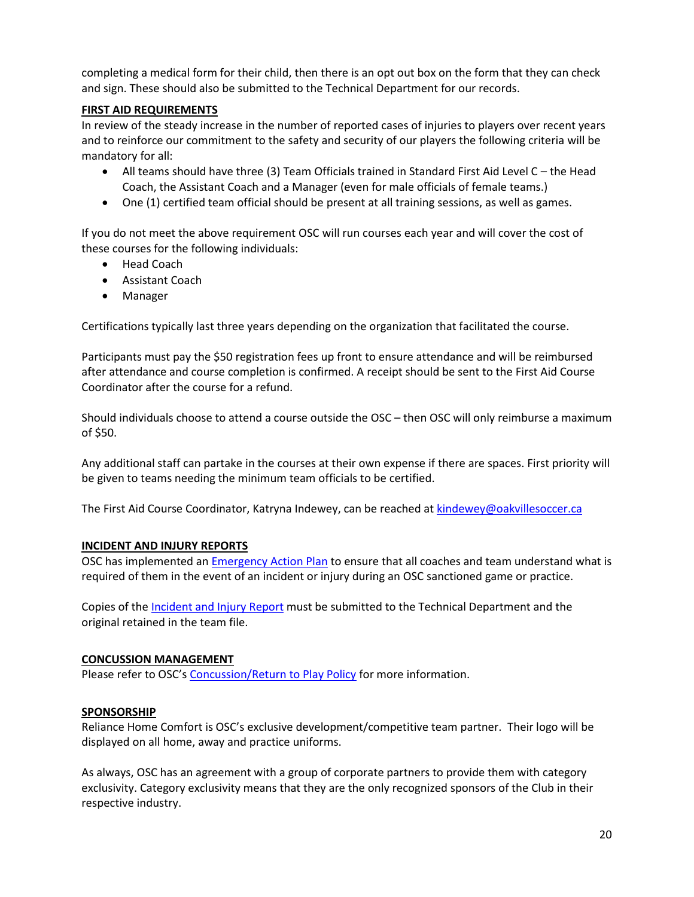completing a medical form for their child, then there is an opt out box on the form that they can check and sign. These should also be submitted to the Technical Department for our records.

## FIRST AID REQUIREMENTS

In review of the steady increase in the number of reported cases of injuries to players over recent years and to reinforce our commitment to the safety and security of our players the following criteria will be mandatory for all:

- All teams should have three (3) Team Officials trained in Standard First Aid Level C – the Head Coach, the Assistant Coach and a Manager (even for male officials of female teams.)
- One (1) certified team official should be present at all training sessions, as well as games.

If you do not meet the above requirement OSC will run courses each year and will cover the cost of these courses for the following individuals:

- Head Coach
- Assistant Coach
- Manager

Certifications typically last three years depending on the organization that facilitated the course.

Participants must pay the $50 registration fees up front to ensure attendance and will be reimbursed after attendance and course completion is confirmed. A receipt should be sent to the First Aid Course Coordinator after the course for a refund.

Should individuals choose to attend a course outside the OSC – then OSC will only reimburse a maximum of $50.

Any additional staff can partake in the courses at their own expense if there are spaces. First priority will be given to teams needing the minimum team officials to be certified.

The First Aid Course Coordinator, Katryna Indewey, can be reached at kindewey@oakvillesoccer.ca

## INCIDENT AND INJURY REPORTS

OSC has implemented an Emergency Action Plan to ensure that all coaches and team understand what is required of them in the event of an incident or injury during an OSC sanctioned game or practice.

Copies of the Incident and Injury Report must be submitted to the Technical Department and the original retained in the team file.

## CONCUSSION MANAGEMENT

Please refer to OSC's Concussion/Return to Play Policy for more information.

## SPONSORSHIP

Reliance Home Comfort is OSC's exclusive development/competitive team partner. Their logo will be displayed on all home, away and practice uniforms.

As always, OSC has an agreement with a group of corporate partners to provide them with category exclusivity. Category exclusivity means that they are the only recognized sponsors of the Club in their respective industry.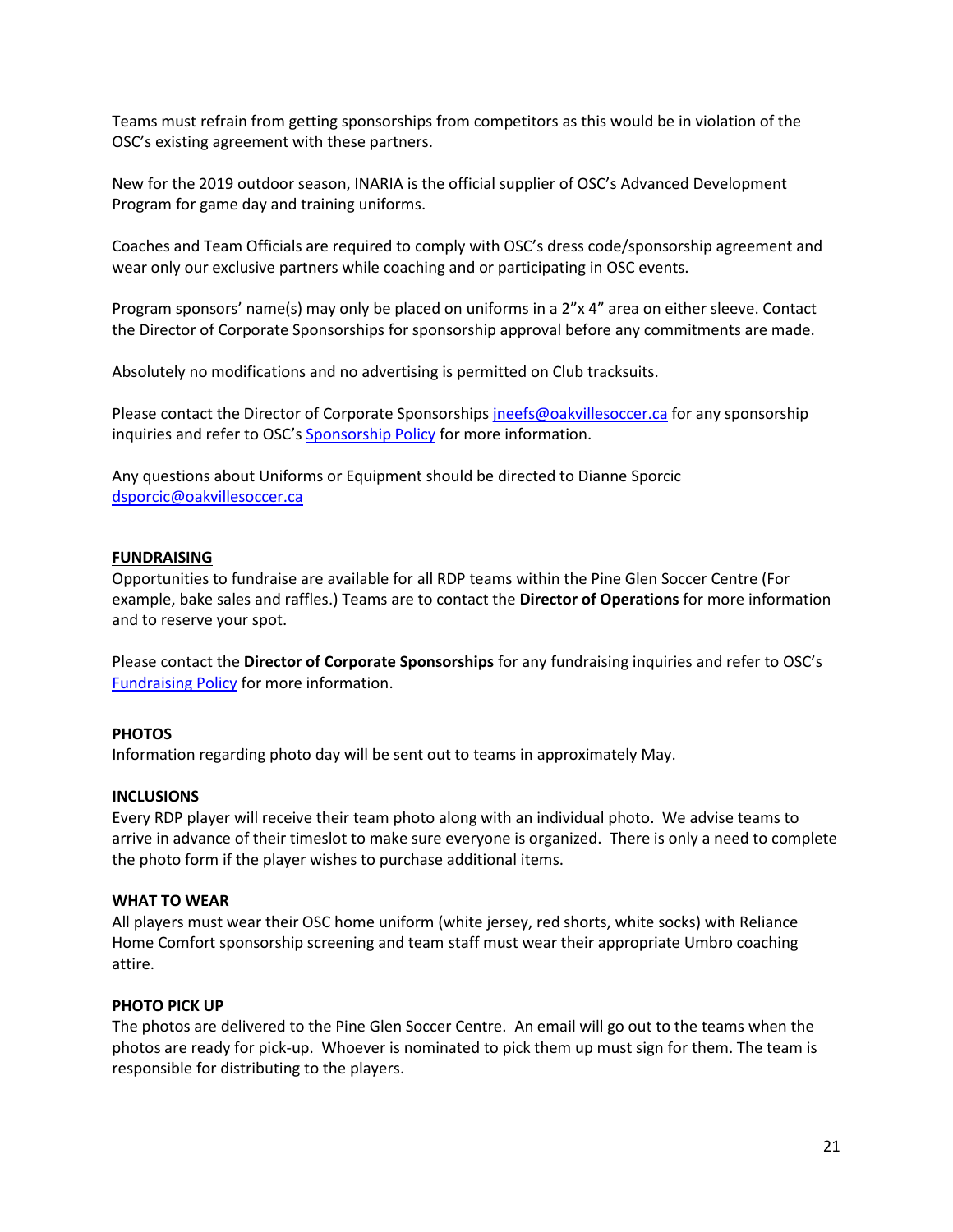Teams must refrain from getting sponsorships from competitors as this would be in violation of the OSC's existing agreement with these partners.

New for the 2019 outdoor season, INARIA is the official supplier of OSC's Advanced Development Program for game day and training uniforms.

Coaches and Team Officials are required to comply with OSC's dress code/sponsorship agreement and wear only our exclusive partners while coaching and or participating in OSC events.

Program sponsors' name(s) may only be placed on uniforms in a 2"x 4" area on either sleeve. Contact the Director of Corporate Sponsorships for sponsorship approval before any commitments are made.

Absolutely no modifications and no advertising is permitted on Club tracksuits.

Please contact the Director of Corporate Sponsorships [jneefs@oakvillesoccer.ca](mailto:jneefs@oakvillesoccer.ca) for any sponsorship inquiries and refer to OSC's [Sponsorship Policy]() for more information.

Any questions about Uniforms or Equipment should be directed to Dianne Sporcic [dsporcic@oakvillesoccer.ca](mailto:dsporcic@oakvillesoccer.ca)

## FUNDRAISING

Opportunities to fundraise are available for all RDP teams within the Pine Glen Soccer Centre (For example, bake sales and raffles.) Teams are to contact the **Director of Operations** for more information and to reserve your spot.

Please contact the **Director of Corporate Sponsorships** for any fundraising inquiries and refer to OSC's [Fundraising Policy]() for more information.

## PHOTOS

Information regarding photo day will be sent out to teams in approximately May.

### INCLUSIONS

Every RDP player will receive their team photo along with an individual photo. We advise teams to arrive in advance of their timeslot to make sure everyone is organized. There is only a need to complete the photo form if the player wishes to purchase additional items.

### WHAT TO WEAR

All players must wear their OSC home uniform (white jersey, red shorts, white socks) with Reliance Home Comfort sponsorship screening and team staff must wear their appropriate Umbro coaching attire.

### PHOTO PICK UP

The photos are delivered to the Pine Glen Soccer Centre. An email will go out to the teams when the photos are ready for pick-up. Whoever is nominated to pick them up must sign for them. The team is responsible for distributing to the players.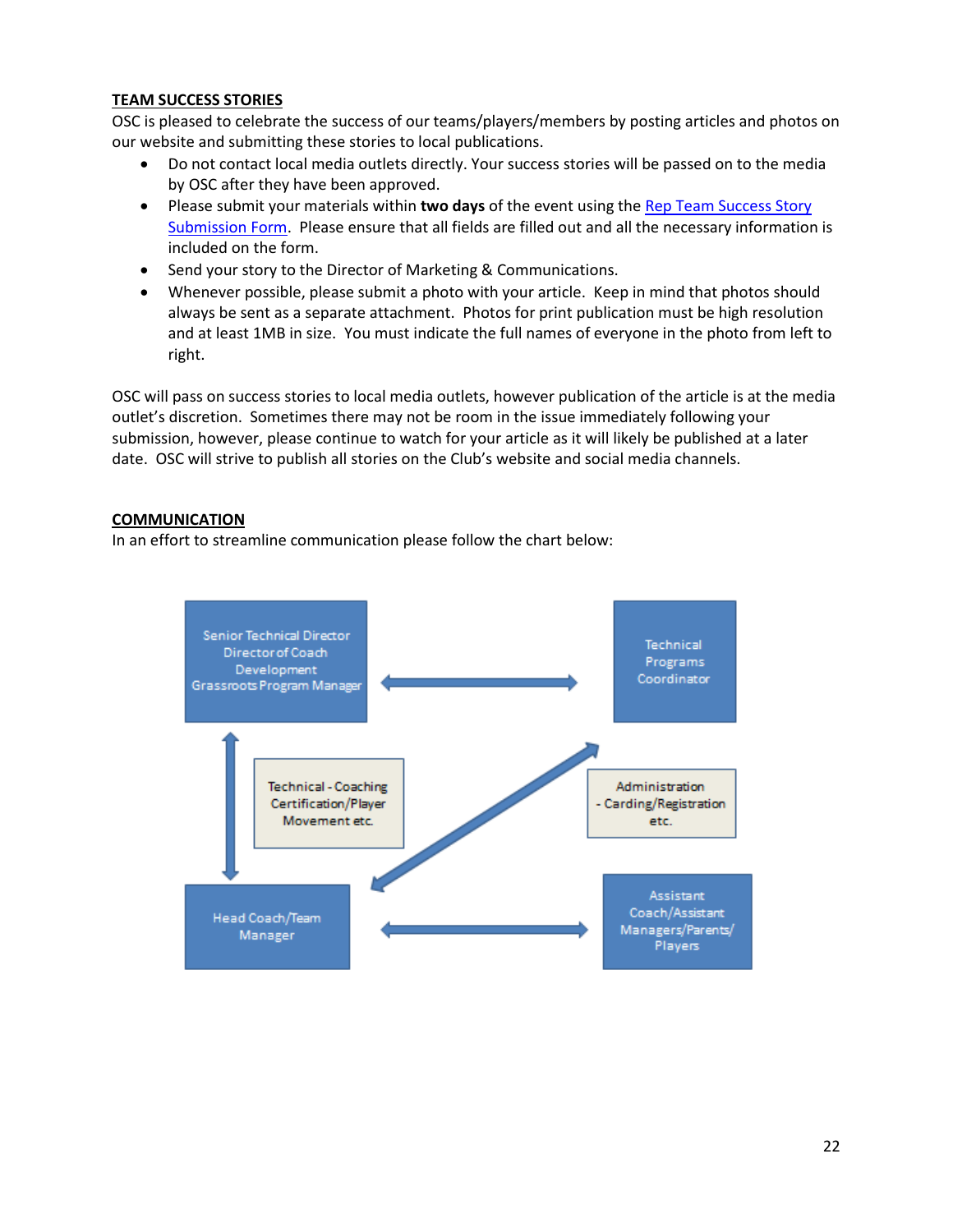**TEAM SUCCESS STORIES**

OSC is pleased to celebrate the success of our teams/players/members by posting articles and photos on our website and submitting these stories to local publications.

- Do not contact local media outlets directly. Your success stories will be passed on to the media by OSC after they have been approved.
- Please submit your materials within **two days** of the event using the [Rep Team Success Story Submission Form](). Please ensure that all fields are filled out and all the necessary information is included on the form.
- Send your story to the Director of Marketing & Communications.
- Whenever possible, please submit a photo with your article. Keep in mind that photos should always be sent as a separate attachment. Photos for print publication must be high resolution and at least 1MB in size. You must indicate the full names of everyone in the photo from left to right.

OSC will pass on success stories to local media outlets, however publication of the article is at the media outlet's discretion. Sometimes there may not be room in the issue immediately following your submission, however, please continue to watch for your article as it will likely be published at a later date. OSC will strive to publish all stories on the Club's website and social media channels.

**COMMUNICATION**

In an effort to streamline communication please follow the chart below:

Senior Technical Director
Director of Coach Development
Grassroots Program Manager

Technical Programs Coordinator

Technical - Coaching Certification/Player Movement etc.

Administration - Carding/Registration etc.

Head Coach/Team Manager

Assistant Coach/Assistant Managers/Parents/ Players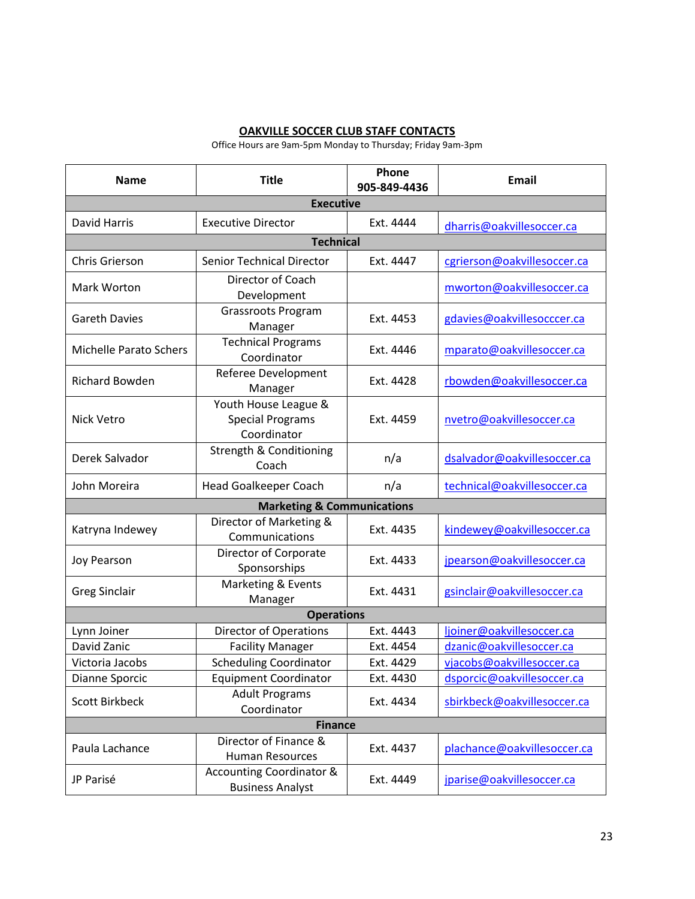## OAKVILLE SOCCER CLUB STAFF CONTACTS

Office Hours are 9am-5pm Monday to Thursday; Friday 9am-3pm

| Name | Title | Phone 905-849-4436 | Email |
|---|---|---|---|
| **Executive** | | | |
| David Harris | Executive Director | Ext. 4444 | dharris@oakvillesoccer.ca |
| **Technical** | | | |
| Chris Grierson | Senior Technical Director | Ext. 4447 | cgrierson@oakvillesoccer.ca |
| Mark Worton | Director of Coach Development | | mworton@oakvillesoccer.ca |
| Gareth Davies | Grassroots Program Manager | Ext. 4453 | gdavies@oakvillesocccer.ca |
| Michelle Parato Schers | Technical Programs Coordinator | Ext. 4446 | mparato@oakvillesoccer.ca |
| Richard Bowden | Referee Development Manager | Ext. 4428 | rbowden@oakvillesoccer.ca |
| Nick Vetro | Youth House League & Special Programs Coordinator | Ext. 4459 | nvetro@oakvillesoccer.ca |
| Derek Salvador | Strength & Conditioning Coach | n/a | dsalvador@oakvillesoccer.ca |
| John Moreira | Head Goalkeeper Coach | n/a | technical@oakvillesoccer.ca |
| **Marketing & Communications** | | | |
| Katryna Indewey | Director of Marketing & Communications | Ext. 4435 | kindewey@oakvillesoccer.ca |
| Joy Pearson | Director of Corporate Sponsorships | Ext. 4433 | jpearson@oakvillesoccer.ca |
| Greg Sinclair | Marketing & Events Manager | Ext. 4431 | gsinclair@oakvillesoccer.ca |
| **Operations** | | | |
| Lynn Joiner | Director of Operations | Ext. 4443 | ljoiner@oakvillesoccer.ca |
| David Zanic | Facility Manager | Ext. 4454 | dzanic@oakvillesoccer.ca |
| Victoria Jacobs | Scheduling Coordinator | Ext. 4429 | vjacobs@oakvillesoccer.ca |
| Dianne Sporcic | Equipment Coordinator | Ext. 4430 | dsporcic@oakvillesoccer.ca |
| Scott Birkbeck | Adult Programs Coordinator | Ext. 4434 | sbirkbeck@oakvillesoccer.ca |
| **Finance** | | | |
| Paula Lachance | Director of Finance & Human Resources | Ext. 4437 | plachance@oakvillesoccer.ca |
| JP Parisé | Accounting Coordinator & Business Analyst | Ext. 4449 | jparise@oakvillesoccer.ca |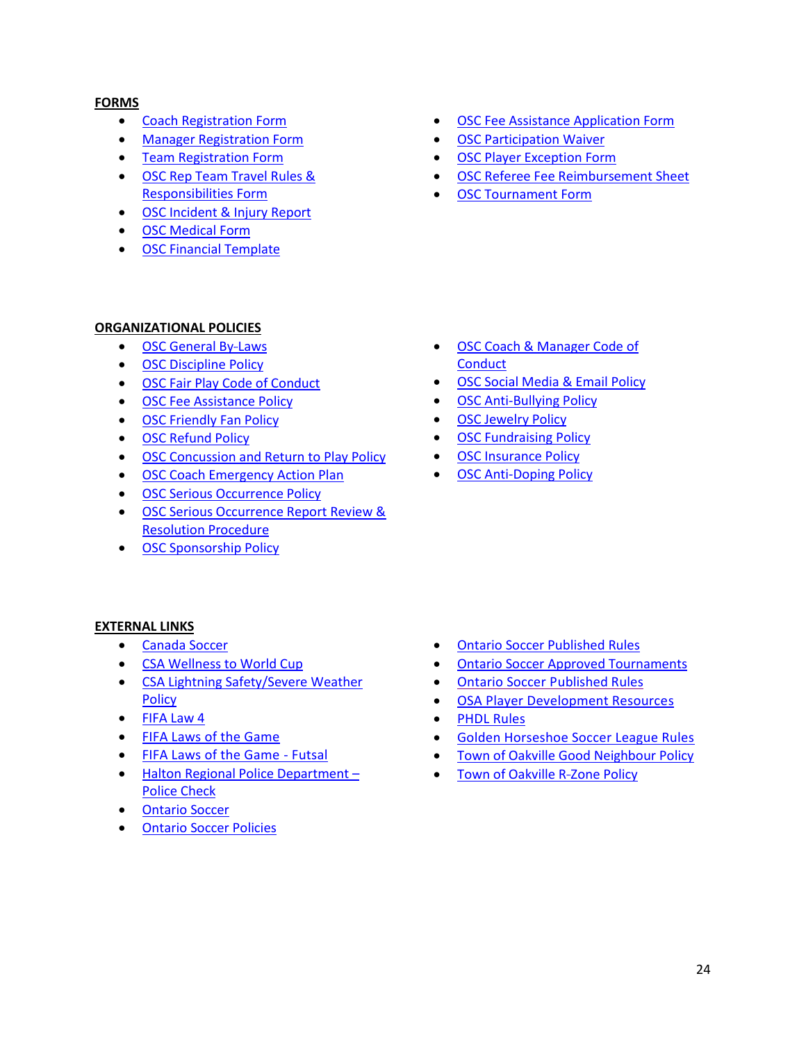**FORMS**

- Coach Registration Form
- Manager Registration Form
- Team Registration Form
- OSC Rep Team Travel Rules & Responsibilities Form
- OSC Incident & Injury Report
- OSC Medical Form
- OSC Financial Template
- OSC Fee Assistance Application Form
- OSC Participation Waiver
- OSC Player Exception Form
- OSC Referee Fee Reimbursement Sheet
- OSC Tournament Form

**ORGANIZATIONAL POLICIES**

- OSC General By-Laws
- OSC Discipline Policy
- OSC Fair Play Code of Conduct
- OSC Fee Assistance Policy
- OSC Friendly Fan Policy
- OSC Refund Policy
- OSC Concussion and Return to Play Policy
- OSC Coach Emergency Action Plan
- OSC Serious Occurrence Policy
- OSC Serious Occurrence Report Review & Resolution Procedure
- OSC Sponsorship Policy
- OSC Coach & Manager Code of Conduct
- OSC Social Media & Email Policy
- OSC Anti-Bullying Policy
- OSC Jewelry Policy
- OSC Fundraising Policy
- OSC Insurance Policy
- OSC Anti-Doping Policy

**EXTERNAL LINKS**

- Canada Soccer
- CSA Wellness to World Cup
- CSA Lightning Safety/Severe Weather Policy
- FIFA Law 4
- FIFA Laws of the Game
- FIFA Laws of the Game - Futsal
- Halton Regional Police Department – Police Check
- Ontario Soccer
- Ontario Soccer Policies
- Ontario Soccer Published Rules
- Ontario Soccer Approved Tournaments
- Ontario Soccer Published Rules
- OSA Player Development Resources
- PHDL Rules
- Golden Horseshoe Soccer League Rules
- Town of Oakville Good Neighbour Policy
- Town of Oakville R-Zone Policy